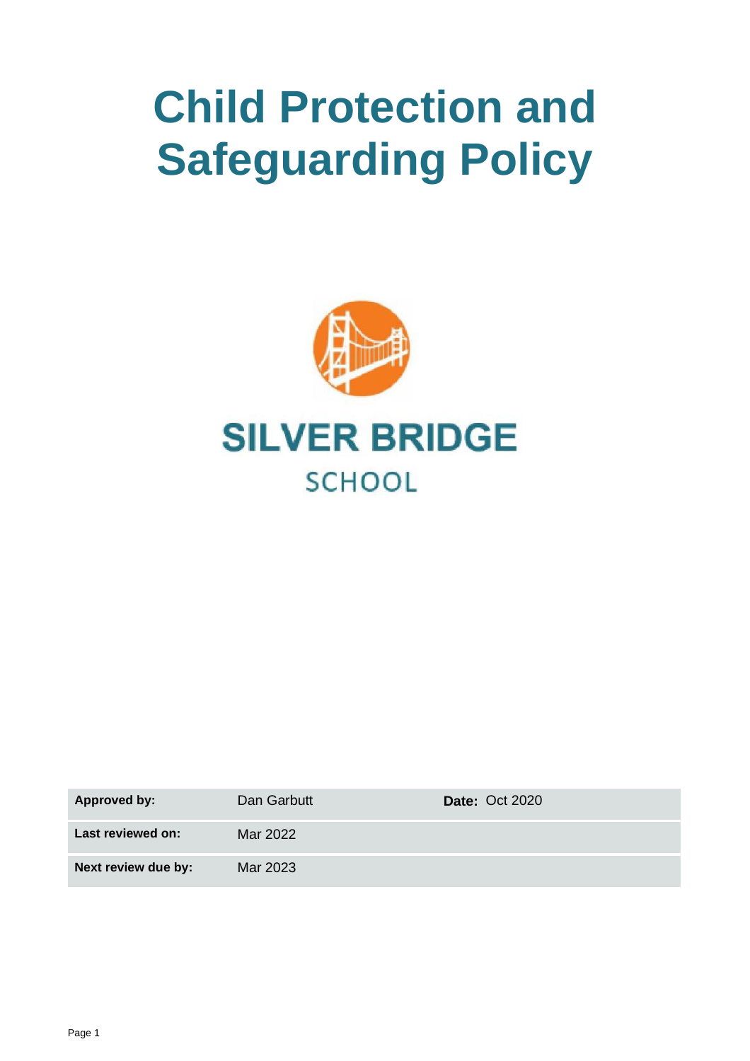# Child Protection and Safeguarding Policy

SILVER BRIDGE

SCHOOL

| Approved by: | Dan Garbutt | Date: Oct 2020 |
|---|---|---|
| Last reviewed on: | Mar 2022 | |
| Next review due by: | Mar 2023 | |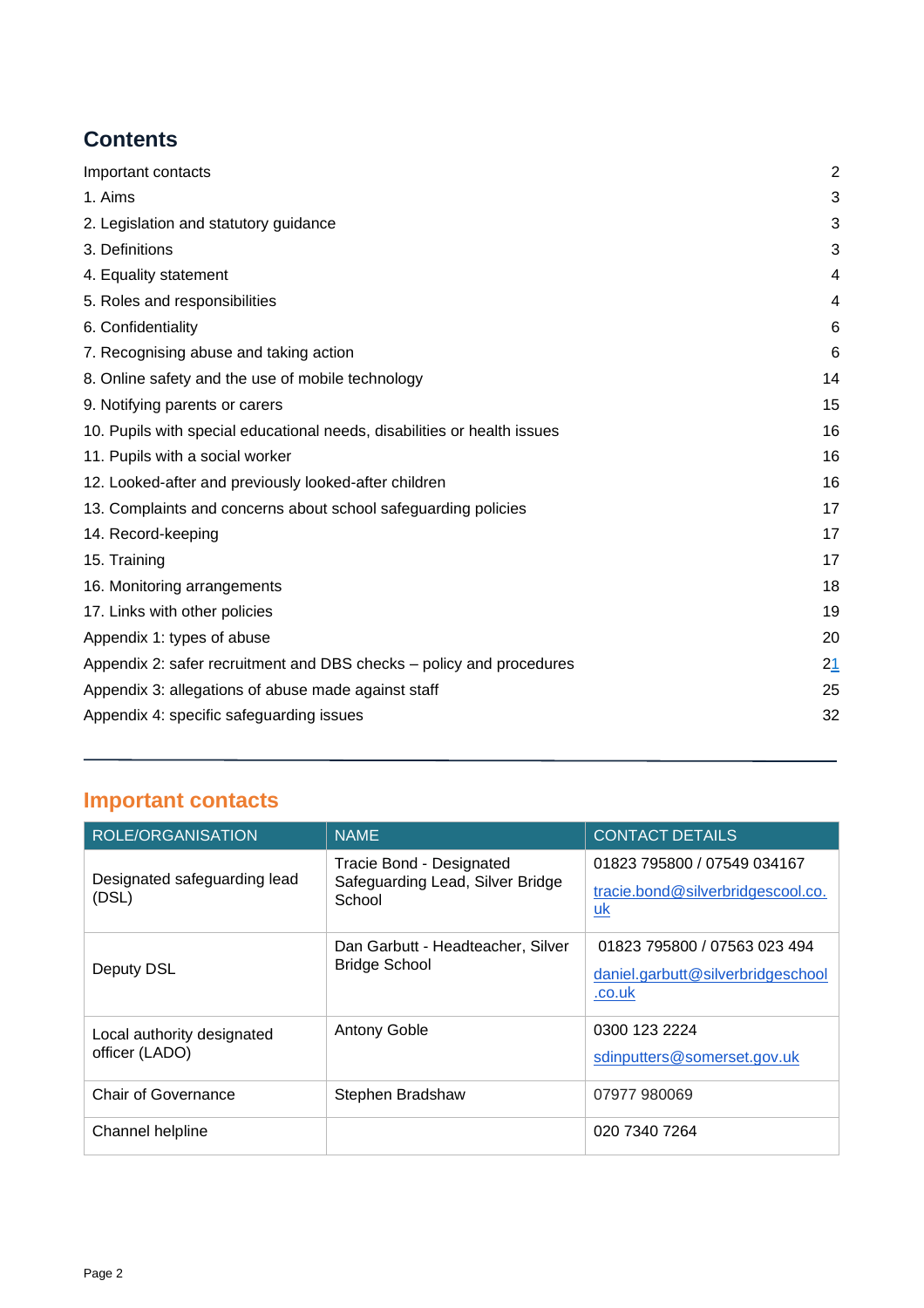## Contents

| | |
|---|---|
| Important contacts | 2 |
| 1. Aims | 3 |
| 2. Legislation and statutory guidance | 3 |
| 3. Definitions | 3 |
| 4. Equality statement | 4 |
| 5. Roles and responsibilities | 4 |
| 6. Confidentiality | 6 |
| 7. Recognising abuse and taking action | 6 |
| 8. Online safety and the use of mobile technology | 14 |
| 9. Notifying parents or carers | 15 |
| 10. Pupils with special educational needs, disabilities or health issues | 16 |
| 11. Pupils with a social worker | 16 |
| 12. Looked-after and previously looked-after children | 16 |
| 13. Complaints and concerns about school safeguarding policies | 17 |
| 14. Record-keeping | 17 |
| 15. Training | 17 |
| 16. Monitoring arrangements | 18 |
| 17. Links with other policies | 19 |
| Appendix 1: types of abuse | 20 |
| Appendix 2: safer recruitment and DBS checks – policy and procedures | 21 |
| Appendix 3: allegations of abuse made against staff | 25 |
| Appendix 4: specific safeguarding issues | 32 |

## Important contacts

| ROLE/ORGANISATION | NAME | CONTACT DETAILS |
|---|---|---|
| Designated safeguarding lead (DSL) | Tracie Bond - Designated Safeguarding Lead, Silver Bridge School | 01823 795800 / 07549 034167<br>tracie.bond@silverbridgescool.co.uk |
| Deputy DSL | Dan Garbutt - Headteacher, Silver Bridge School | 01823 795800 / 07563 023 494<br>daniel.garbutt@silverbridgeschool.co.uk |
| Local authority designated officer (LADO) | Antony Goble | 0300 123 2224<br>sdinputters@somerset.gov.uk |
| Chair of Governance | Stephen Bradshaw | 07977 980069 |
| Channel helpline | | 020 7340 7264 |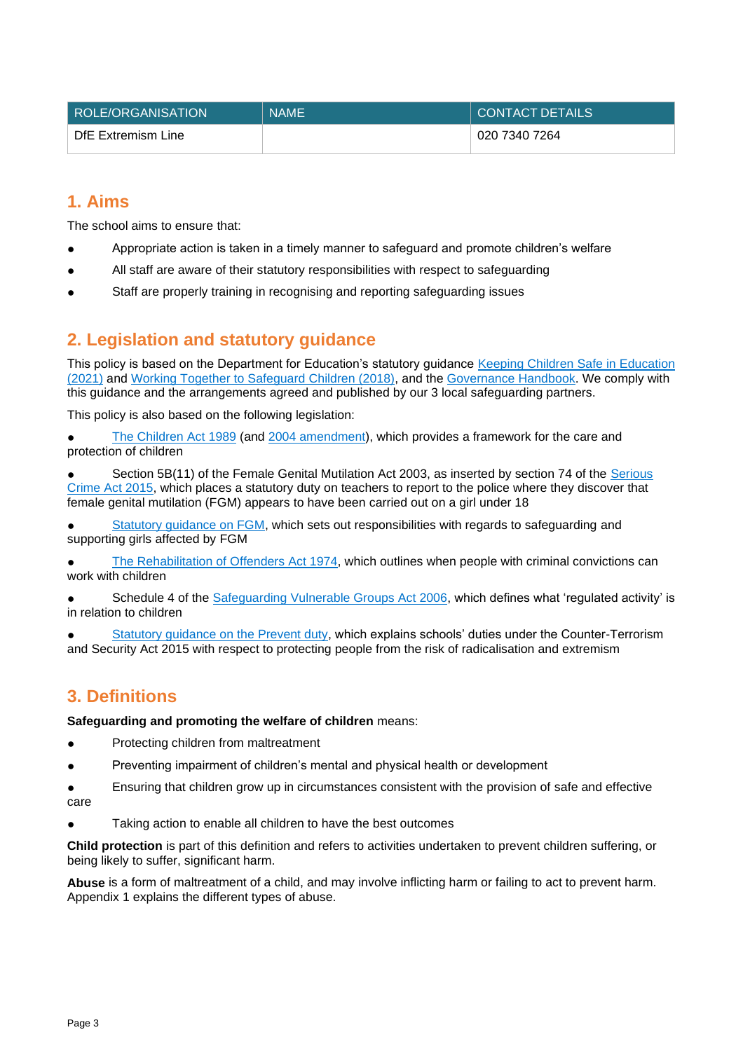| ROLE/ORGANISATION | NAME | CONTACT DETAILS |
| --- | --- | --- |
| DfE Extremism Line | | 020 7340 7264 |

## 1. Aims

The school aims to ensure that:

- Appropriate action is taken in a timely manner to safeguard and promote children's welfare
- All staff are aware of their statutory responsibilities with respect to safeguarding
- Staff are properly training in recognising and reporting safeguarding issues

## 2. Legislation and statutory guidance

This policy is based on the Department for Education's statutory guidance Keeping Children Safe in Education (2021) and Working Together to Safeguard Children (2018), and the Governance Handbook. We comply with this guidance and the arrangements agreed and published by our 3 local safeguarding partners.

This policy is also based on the following legislation:

- The Children Act 1989 (and 2004 amendment), which provides a framework for the care and protection of children
- Section 5B(11) of the Female Genital Mutilation Act 2003, as inserted by section 74 of the Serious Crime Act 2015, which places a statutory duty on teachers to report to the police where they discover that female genital mutilation (FGM) appears to have been carried out on a girl under 18
- Statutory guidance on FGM, which sets out responsibilities with regards to safeguarding and supporting girls affected by FGM
- The Rehabilitation of Offenders Act 1974, which outlines when people with criminal convictions can work with children
- Schedule 4 of the Safeguarding Vulnerable Groups Act 2006, which defines what 'regulated activity' is in relation to children
- Statutory guidance on the Prevent duty, which explains schools' duties under the Counter-Terrorism and Security Act 2015 with respect to protecting people from the risk of radicalisation and extremism

## 3. Definitions

**Safeguarding and promoting the welfare of children** means:

- Protecting children from maltreatment
- Preventing impairment of children's mental and physical health or development
- Ensuring that children grow up in circumstances consistent with the provision of safe and effective care
- Taking action to enable all children to have the best outcomes

**Child protection** is part of this definition and refers to activities undertaken to prevent children suffering, or being likely to suffer, significant harm.

**Abuse** is a form of maltreatment of a child, and may involve inflicting harm or failing to act to prevent harm. Appendix 1 explains the different types of abuse.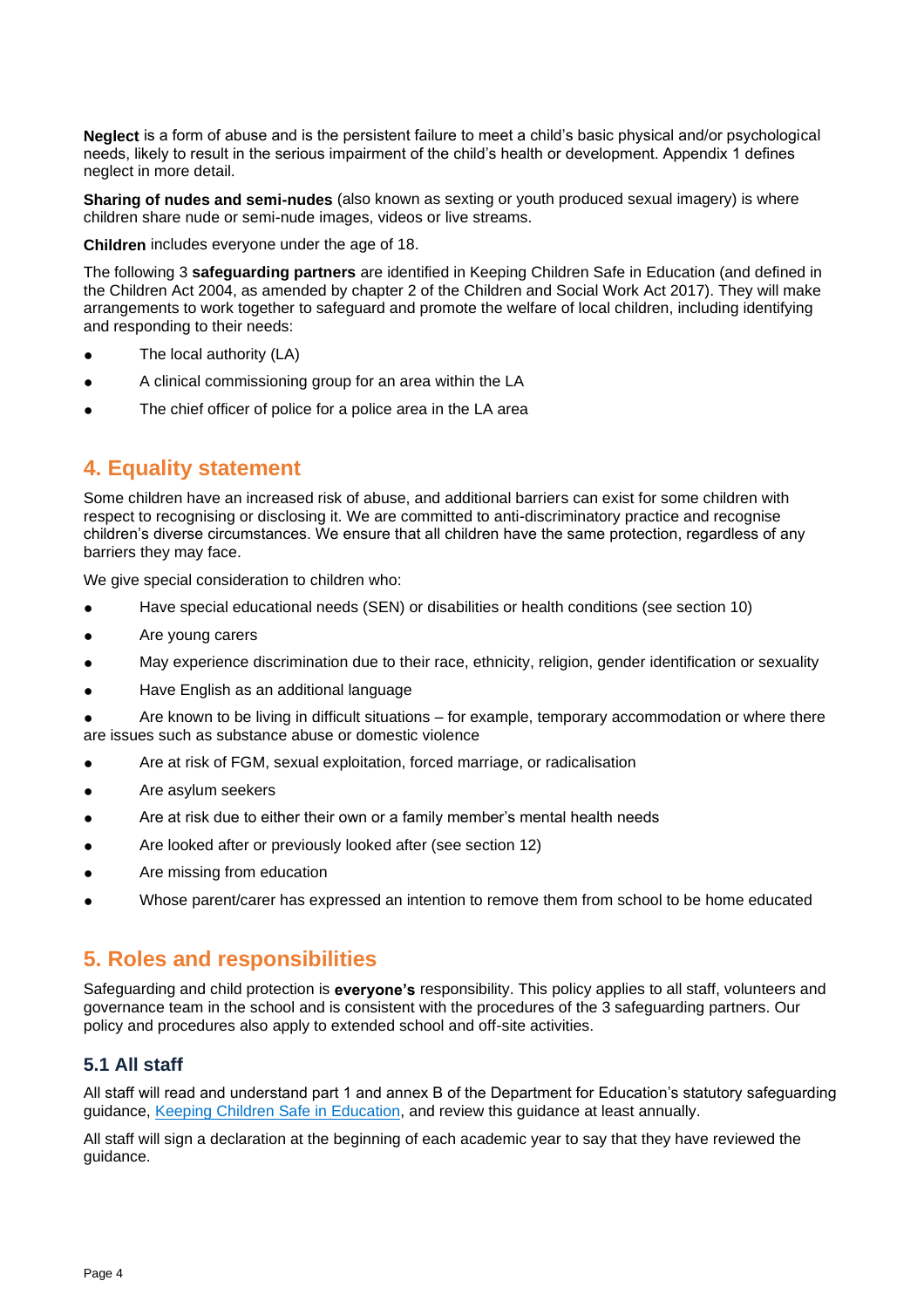**Neglect** is a form of abuse and is the persistent failure to meet a child's basic physical and/or psychological needs, likely to result in the serious impairment of the child's health or development. Appendix 1 defines neglect in more detail.

**Sharing of nudes and semi-nudes** (also known as sexting or youth produced sexual imagery) is where children share nude or semi-nude images, videos or live streams.

**Children** includes everyone under the age of 18.

The following 3 **safeguarding partners** are identified in Keeping Children Safe in Education (and defined in the Children Act 2004, as amended by chapter 2 of the Children and Social Work Act 2017). They will make arrangements to work together to safeguard and promote the welfare of local children, including identifying and responding to their needs:

- The local authority (LA)
- A clinical commissioning group for an area within the LA
- The chief officer of police for a police area in the LA area

## 4. Equality statement

Some children have an increased risk of abuse, and additional barriers can exist for some children with respect to recognising or disclosing it. We are committed to anti-discriminatory practice and recognise children's diverse circumstances. We ensure that all children have the same protection, regardless of any barriers they may face.

We give special consideration to children who:

- Have special educational needs (SEN) or disabilities or health conditions (see section 10)
- Are young carers
- May experience discrimination due to their race, ethnicity, religion, gender identification or sexuality
- Have English as an additional language
- Are known to be living in difficult situations – for example, temporary accommodation or where there are issues such as substance abuse or domestic violence
- Are at risk of FGM, sexual exploitation, forced marriage, or radicalisation
- Are asylum seekers
- Are at risk due to either their own or a family member's mental health needs
- Are looked after or previously looked after (see section 12)
- Are missing from education
- Whose parent/carer has expressed an intention to remove them from school to be home educated

## 5. Roles and responsibilities

Safeguarding and child protection is **everyone's** responsibility. This policy applies to all staff, volunteers and governance team in the school and is consistent with the procedures of the 3 safeguarding partners. Our policy and procedures also apply to extended school and off-site activities.

### 5.1 All staff

All staff will read and understand part 1 and annex B of the Department for Education's statutory safeguarding guidance, Keeping Children Safe in Education, and review this guidance at least annually.

All staff will sign a declaration at the beginning of each academic year to say that they have reviewed the guidance.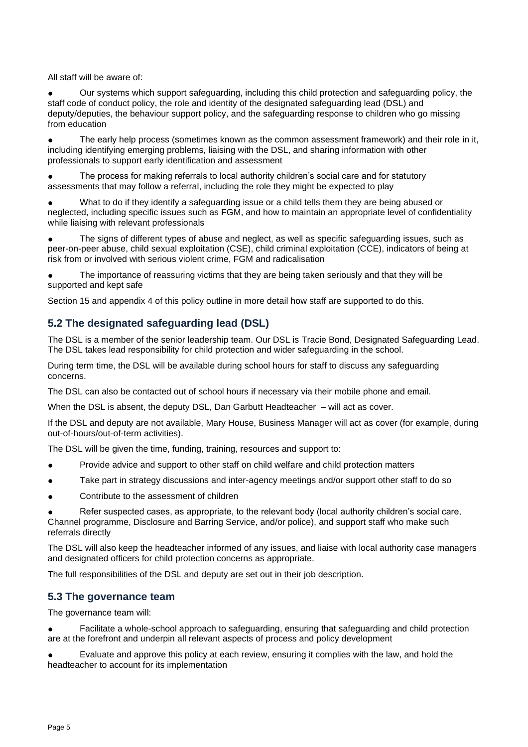All staff will be aware of:

- Our systems which support safeguarding, including this child protection and safeguarding policy, the staff code of conduct policy, the role and identity of the designated safeguarding lead (DSL) and deputy/deputies, the behaviour support policy, and the safeguarding response to children who go missing from education
- The early help process (sometimes known as the common assessment framework) and their role in it, including identifying emerging problems, liaising with the DSL, and sharing information with other professionals to support early identification and assessment
- The process for making referrals to local authority children's social care and for statutory assessments that may follow a referral, including the role they might be expected to play
- What to do if they identify a safeguarding issue or a child tells them they are being abused or neglected, including specific issues such as FGM, and how to maintain an appropriate level of confidentiality while liaising with relevant professionals
- The signs of different types of abuse and neglect, as well as specific safeguarding issues, such as peer-on-peer abuse, child sexual exploitation (CSE), child criminal exploitation (CCE), indicators of being at risk from or involved with serious violent crime, FGM and radicalisation
- The importance of reassuring victims that they are being taken seriously and that they will be supported and kept safe

Section 15 and appendix 4 of this policy outline in more detail how staff are supported to do this.

## 5.2 The designated safeguarding lead (DSL)

The DSL is a member of the senior leadership team. Our DSL is Tracie Bond, Designated Safeguarding Lead. The DSL takes lead responsibility for child protection and wider safeguarding in the school.

During term time, the DSL will be available during school hours for staff to discuss any safeguarding concerns.

The DSL can also be contacted out of school hours if necessary via their mobile phone and email.

When the DSL is absent, the deputy DSL, Dan Garbutt Headteacher – will act as cover.

If the DSL and deputy are not available, Mary House, Business Manager will act as cover (for example, during out-of-hours/out-of-term activities).

The DSL will be given the time, funding, training, resources and support to:

- Provide advice and support to other staff on child welfare and child protection matters
- Take part in strategy discussions and inter-agency meetings and/or support other staff to do so
- Contribute to the assessment of children
- Refer suspected cases, as appropriate, to the relevant body (local authority children's social care, Channel programme, Disclosure and Barring Service, and/or police), and support staff who make such referrals directly

The DSL will also keep the headteacher informed of any issues, and liaise with local authority case managers and designated officers for child protection concerns as appropriate.

The full responsibilities of the DSL and deputy are set out in their job description.

## 5.3 The governance team

The governance team will:

- Facilitate a whole-school approach to safeguarding, ensuring that safeguarding and child protection are at the forefront and underpin all relevant aspects of process and policy development
- Evaluate and approve this policy at each review, ensuring it complies with the law, and hold the headteacher to account for its implementation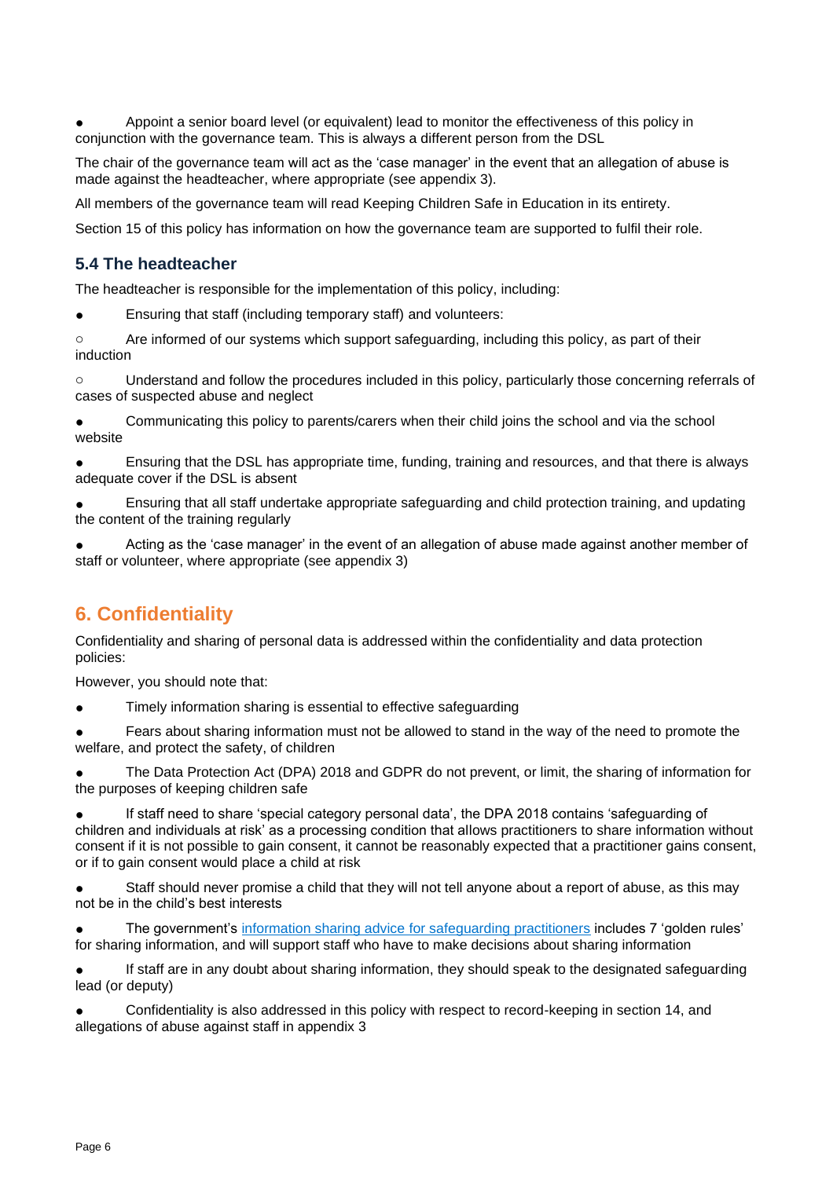- Appoint a senior board level (or equivalent) lead to monitor the effectiveness of this policy in conjunction with the governance team. This is always a different person from the DSL

The chair of the governance team will act as the 'case manager' in the event that an allegation of abuse is made against the headteacher, where appropriate (see appendix 3).

All members of the governance team will read Keeping Children Safe in Education in its entirety.

Section 15 of this policy has information on how the governance team are supported to fulfil their role.

### 5.4 The headteacher

The headteacher is responsible for the implementation of this policy, including:

- Ensuring that staff (including temporary staff) and volunteers:
  - Are informed of our systems which support safeguarding, including this policy, as part of their induction
  - Understand and follow the procedures included in this policy, particularly those concerning referrals of cases of suspected abuse and neglect
- Communicating this policy to parents/carers when their child joins the school and via the school website
- Ensuring that the DSL has appropriate time, funding, training and resources, and that there is always adequate cover if the DSL is absent
- Ensuring that all staff undertake appropriate safeguarding and child protection training, and updating the content of the training regularly
- Acting as the 'case manager' in the event of an allegation of abuse made against another member of staff or volunteer, where appropriate (see appendix 3)

## 6. Confidentiality

Confidentiality and sharing of personal data is addressed within the confidentiality and data protection policies:

However, you should note that:

- Timely information sharing is essential to effective safeguarding
- Fears about sharing information must not be allowed to stand in the way of the need to promote the welfare, and protect the safety, of children
- The Data Protection Act (DPA) 2018 and GDPR do not prevent, or limit, the sharing of information for the purposes of keeping children safe
- If staff need to share 'special category personal data', the DPA 2018 contains 'safeguarding of children and individuals at risk' as a processing condition that allows practitioners to share information without consent if it is not possible to gain consent, it cannot be reasonably expected that a practitioner gains consent, or if to gain consent would place a child at risk
- Staff should never promise a child that they will not tell anyone about a report of abuse, as this may not be in the child's best interests
- The government's [information sharing advice for safeguarding practitioners]() includes 7 'golden rules' for sharing information, and will support staff who have to make decisions about sharing information
- If staff are in any doubt about sharing information, they should speak to the designated safeguarding lead (or deputy)
- Confidentiality is also addressed in this policy with respect to record-keeping in section 14, and allegations of abuse against staff in appendix 3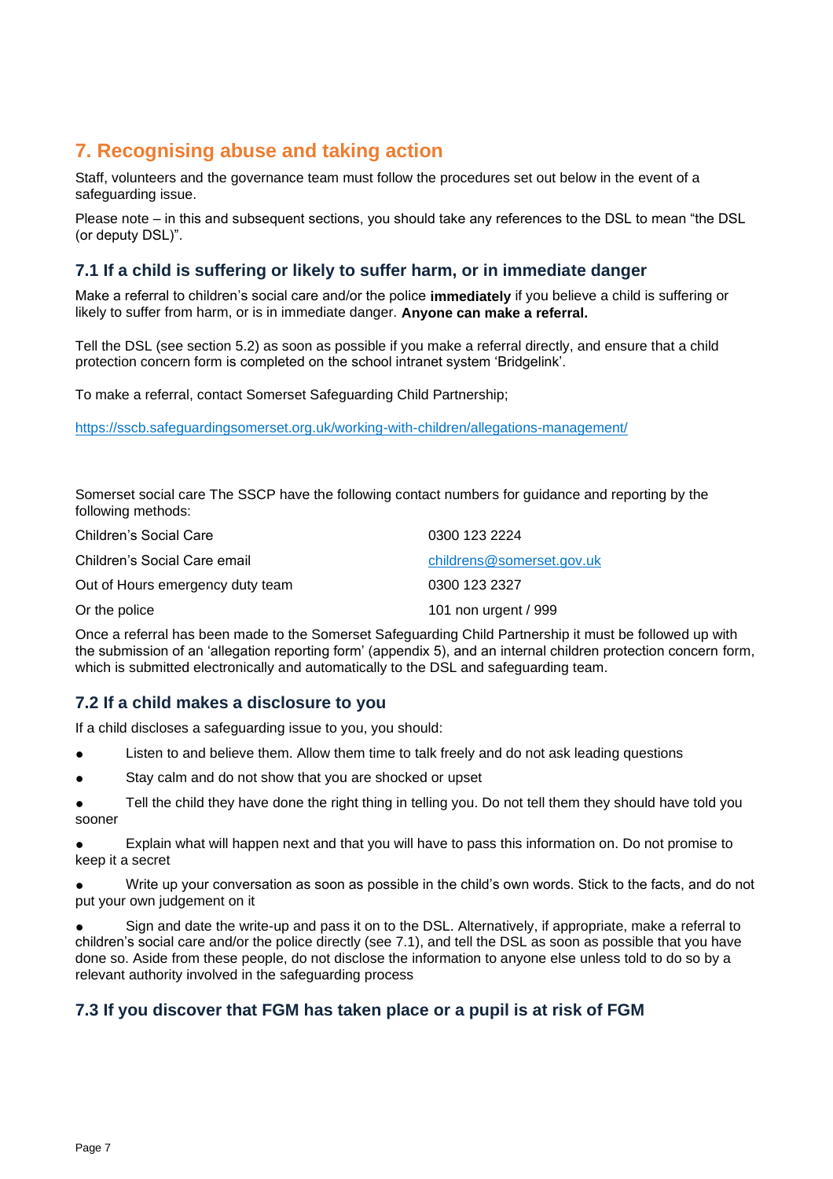## 7. Recognising abuse and taking action

Staff, volunteers and the governance team must follow the procedures set out below in the event of a safeguarding issue.

Please note – in this and subsequent sections, you should take any references to the DSL to mean "the DSL (or deputy DSL)".

### 7.1 If a child is suffering or likely to suffer harm, or in immediate danger

Make a referral to children's social care and/or the police **immediately** if you believe a child is suffering or likely to suffer from harm, or is in immediate danger. **Anyone can make a referral.**

Tell the DSL (see section 5.2) as soon as possible if you make a referral directly, and ensure that a child protection concern form is completed on the school intranet system 'Bridgelink'.

To make a referral, contact Somerset Safeguarding Child Partnership;

https://sscb.safeguardingsomerset.org.uk/working-with-children/allegations-management/

Somerset social care The SSCP have the following contact numbers for guidance and reporting by the following methods:

| | |
|---|---|
| Children's Social Care | 0300 123 2224 |
| Children's Social Care email | childrens@somerset.gov.uk |
| Out of Hours emergency duty team | 0300 123 2327 |
| Or the police | 101 non urgent / 999 |

Once a referral has been made to the Somerset Safeguarding Child Partnership it must be followed up with the submission of an 'allegation reporting form' (appendix 5), and an internal children protection concern form, which is submitted electronically and automatically to the DSL and safeguarding team.

### 7.2 If a child makes a disclosure to you

If a child discloses a safeguarding issue to you, you should:

- Listen to and believe them. Allow them time to talk freely and do not ask leading questions
- Stay calm and do not show that you are shocked or upset
- Tell the child they have done the right thing in telling you. Do not tell them they should have told you sooner
- Explain what will happen next and that you will have to pass this information on. Do not promise to keep it a secret
- Write up your conversation as soon as possible in the child's own words. Stick to the facts, and do not put your own judgement on it
- Sign and date the write-up and pass it on to the DSL. Alternatively, if appropriate, make a referral to children's social care and/or the police directly (see 7.1), and tell the DSL as soon as possible that you have done so. Aside from these people, do not disclose the information to anyone else unless told to do so by a relevant authority involved in the safeguarding process

### 7.3 If you discover that FGM has taken place or a pupil is at risk of FGM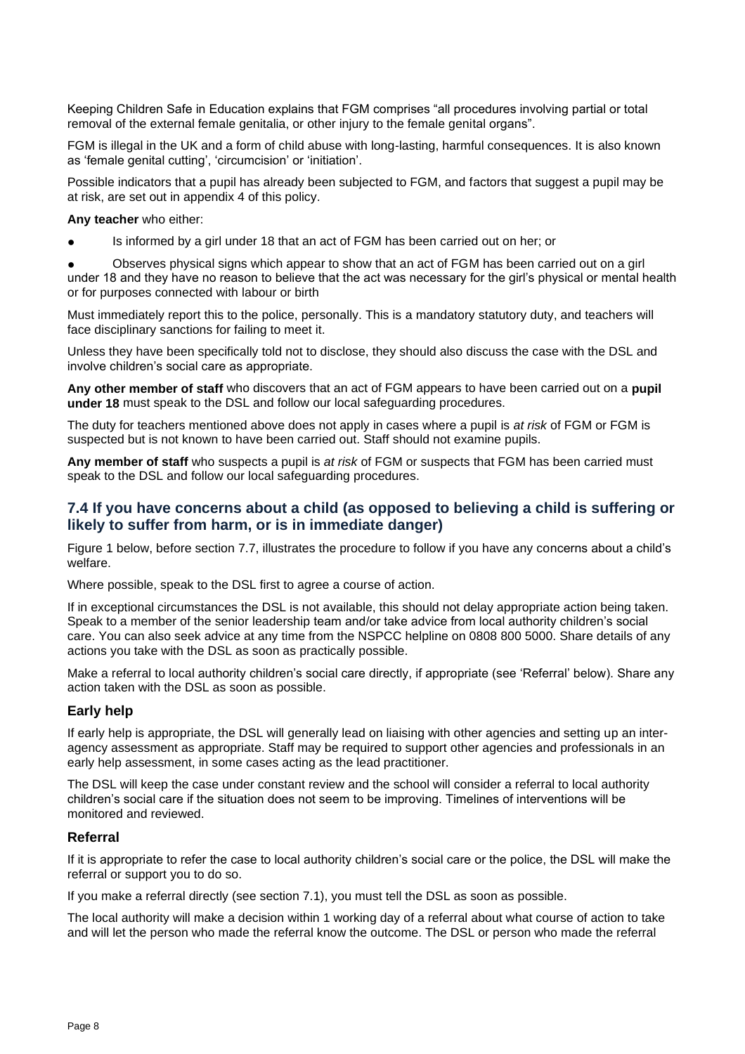Keeping Children Safe in Education explains that FGM comprises "all procedures involving partial or total removal of the external female genitalia, or other injury to the female genital organs".

FGM is illegal in the UK and a form of child abuse with long-lasting, harmful consequences. It is also known as 'female genital cutting', 'circumcision' or 'initiation'.

Possible indicators that a pupil has already been subjected to FGM, and factors that suggest a pupil may be at risk, are set out in appendix 4 of this policy.

**Any teacher** who either:

- Is informed by a girl under 18 that an act of FGM has been carried out on her; or
- Observes physical signs which appear to show that an act of FGM has been carried out on a girl under 18 and they have no reason to believe that the act was necessary for the girl's physical or mental health or for purposes connected with labour or birth

Must immediately report this to the police, personally. This is a mandatory statutory duty, and teachers will face disciplinary sanctions for failing to meet it.

Unless they have been specifically told not to disclose, they should also discuss the case with the DSL and involve children's social care as appropriate.

**Any other member of staff** who discovers that an act of FGM appears to have been carried out on a **pupil under 18** must speak to the DSL and follow our local safeguarding procedures.

The duty for teachers mentioned above does not apply in cases where a pupil is *at risk* of FGM or FGM is suspected but is not known to have been carried out. Staff should not examine pupils.

**Any member of staff** who suspects a pupil is *at risk* of FGM or suspects that FGM has been carried must speak to the DSL and follow our local safeguarding procedures.

## 7.4 If you have concerns about a child (as opposed to believing a child is suffering or likely to suffer from harm, or is in immediate danger)

Figure 1 below, before section 7.7, illustrates the procedure to follow if you have any concerns about a child's welfare.

Where possible, speak to the DSL first to agree a course of action.

If in exceptional circumstances the DSL is not available, this should not delay appropriate action being taken. Speak to a member of the senior leadership team and/or take advice from local authority children's social care. You can also seek advice at any time from the NSPCC helpline on 0808 800 5000. Share details of any actions you take with the DSL as soon as practically possible.

Make a referral to local authority children's social care directly, if appropriate (see 'Referral' below). Share any action taken with the DSL as soon as possible.

### Early help

If early help is appropriate, the DSL will generally lead on liaising with other agencies and setting up an inter-agency assessment as appropriate. Staff may be required to support other agencies and professionals in an early help assessment, in some cases acting as the lead practitioner.

The DSL will keep the case under constant review and the school will consider a referral to local authority children's social care if the situation does not seem to be improving. Timelines of interventions will be monitored and reviewed.

### Referral

If it is appropriate to refer the case to local authority children's social care or the police, the DSL will make the referral or support you to do so.

If you make a referral directly (see section 7.1), you must tell the DSL as soon as possible.

The local authority will make a decision within 1 working day of a referral about what course of action to take and will let the person who made the referral know the outcome. The DSL or person who made the referral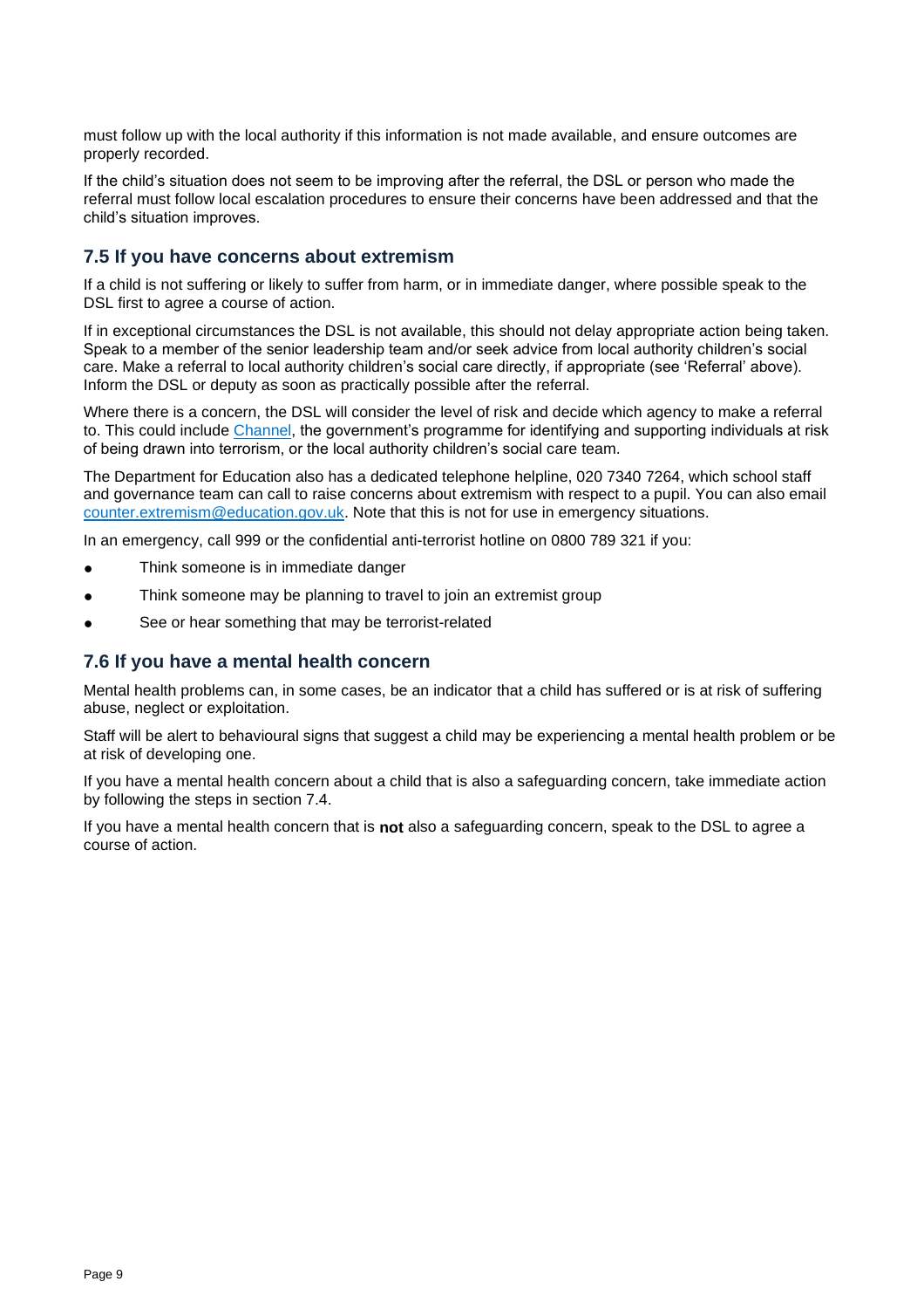must follow up with the local authority if this information is not made available, and ensure outcomes are properly recorded.

If the child's situation does not seem to be improving after the referral, the DSL or person who made the referral must follow local escalation procedures to ensure their concerns have been addressed and that the child's situation improves.

## 7.5 If you have concerns about extremism

If a child is not suffering or likely to suffer from harm, or in immediate danger, where possible speak to the DSL first to agree a course of action.

If in exceptional circumstances the DSL is not available, this should not delay appropriate action being taken. Speak to a member of the senior leadership team and/or seek advice from local authority children's social care. Make a referral to local authority children's social care directly, if appropriate (see 'Referral' above). Inform the DSL or deputy as soon as practically possible after the referral.

Where there is a concern, the DSL will consider the level of risk and decide which agency to make a referral to. This could include [Channel](), the government's programme for identifying and supporting individuals at risk of being drawn into terrorism, or the local authority children's social care team.

The Department for Education also has a dedicated telephone helpline, 020 7340 7264, which school staff and governance team can call to raise concerns about extremism with respect to a pupil. You can also email [counter.extremism@education.gov.uk](mailto:counter.extremism@education.gov.uk). Note that this is not for use in emergency situations.

In an emergency, call 999 or the confidential anti-terrorist hotline on 0800 789 321 if you:

- Think someone is in immediate danger
- Think someone may be planning to travel to join an extremist group
- See or hear something that may be terrorist-related

## 7.6 If you have a mental health concern

Mental health problems can, in some cases, be an indicator that a child has suffered or is at risk of suffering abuse, neglect or exploitation.

Staff will be alert to behavioural signs that suggest a child may be experiencing a mental health problem or be at risk of developing one.

If you have a mental health concern about a child that is also a safeguarding concern, take immediate action by following the steps in section 7.4.

If you have a mental health concern that is **not** also a safeguarding concern, speak to the DSL to agree a course of action.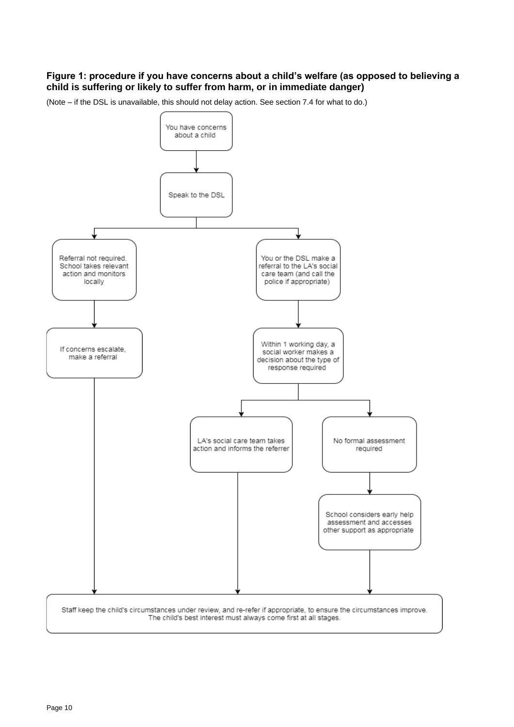**Figure 1: procedure if you have concerns about a child's welfare (as opposed to believing a child is suffering or likely to suffer from harm, or in immediate danger)**

(Note – if the DSL is unavailable, this should not delay action. See section 7.4 for what to do.)

You have concerns about a child

Speak to the DSL

Referral not required. School takes relevant action and monitors locally

If concerns escalate, make a referral

You or the DSL make a referral to the LA's social care team (and call the police if appropriate)

Within 1 working day, a social worker makes a decision about the type of response required

LA's social care team takes action and informs the referrer

No formal assessment required

School considers early help assessment and accesses other support as appropriate

Staff keep the child's circumstances under review, and re-refer if appropriate, to ensure the circumstances improve. The child's best interest must always come first at all stages.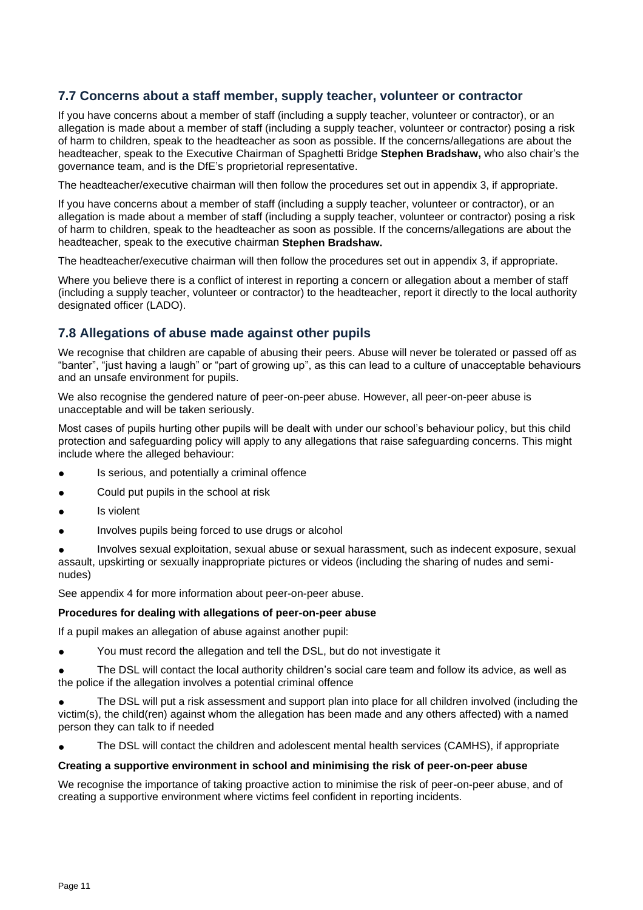## 7.7 Concerns about a staff member, supply teacher, volunteer or contractor

If you have concerns about a member of staff (including a supply teacher, volunteer or contractor), or an allegation is made about a member of staff (including a supply teacher, volunteer or contractor) posing a risk of harm to children, speak to the headteacher as soon as possible. If the concerns/allegations are about the headteacher, speak to the Executive Chairman of Spaghetti Bridge **Stephen Bradshaw,** who also chair's the governance team, and is the DfE's proprietorial representative.

The headteacher/executive chairman will then follow the procedures set out in appendix 3, if appropriate.

If you have concerns about a member of staff (including a supply teacher, volunteer or contractor), or an allegation is made about a member of staff (including a supply teacher, volunteer or contractor) posing a risk of harm to children, speak to the headteacher as soon as possible. If the concerns/allegations are about the headteacher, speak to the executive chairman **Stephen Bradshaw.**

The headteacher/executive chairman will then follow the procedures set out in appendix 3, if appropriate.

Where you believe there is a conflict of interest in reporting a concern or allegation about a member of staff (including a supply teacher, volunteer or contractor) to the headteacher, report it directly to the local authority designated officer (LADO).

## 7.8 Allegations of abuse made against other pupils

We recognise that children are capable of abusing their peers. Abuse will never be tolerated or passed off as "banter", "just having a laugh" or "part of growing up", as this can lead to a culture of unacceptable behaviours and an unsafe environment for pupils.

We also recognise the gendered nature of peer-on-peer abuse. However, all peer-on-peer abuse is unacceptable and will be taken seriously.

Most cases of pupils hurting other pupils will be dealt with under our school's behaviour policy, but this child protection and safeguarding policy will apply to any allegations that raise safeguarding concerns. This might include where the alleged behaviour:

- Is serious, and potentially a criminal offence
- Could put pupils in the school at risk
- Is violent
- Involves pupils being forced to use drugs or alcohol
- Involves sexual exploitation, sexual abuse or sexual harassment, such as indecent exposure, sexual assault, upskirting or sexually inappropriate pictures or videos (including the sharing of nudes and semi-nudes)

See appendix 4 for more information about peer-on-peer abuse.

**Procedures for dealing with allegations of peer-on-peer abuse**

If a pupil makes an allegation of abuse against another pupil:

- You must record the allegation and tell the DSL, but do not investigate it
- The DSL will contact the local authority children's social care team and follow its advice, as well as the police if the allegation involves a potential criminal offence
- The DSL will put a risk assessment and support plan into place for all children involved (including the victim(s), the child(ren) against whom the allegation has been made and any others affected) with a named person they can talk to if needed
- The DSL will contact the children and adolescent mental health services (CAMHS), if appropriate

**Creating a supportive environment in school and minimising the risk of peer-on-peer abuse**

We recognise the importance of taking proactive action to minimise the risk of peer-on-peer abuse, and of creating a supportive environment where victims feel confident in reporting incidents.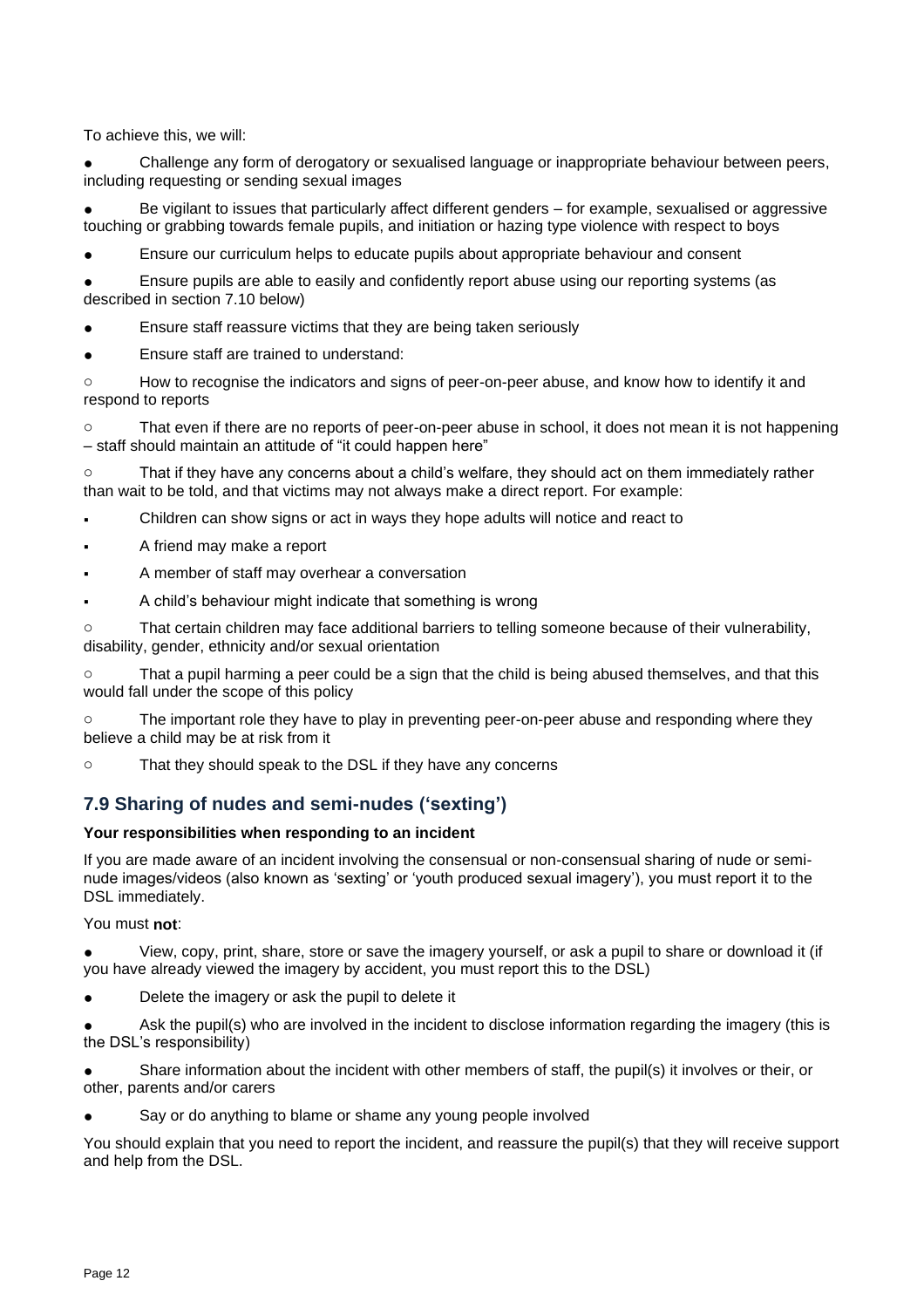To achieve this, we will:

- Challenge any form of derogatory or sexualised language or inappropriate behaviour between peers, including requesting or sending sexual images
- Be vigilant to issues that particularly affect different genders – for example, sexualised or aggressive touching or grabbing towards female pupils, and initiation or hazing type violence with respect to boys
- Ensure our curriculum helps to educate pupils about appropriate behaviour and consent
- Ensure pupils are able to easily and confidently report abuse using our reporting systems (as described in section 7.10 below)
- Ensure staff reassure victims that they are being taken seriously
- Ensure staff are trained to understand:
  - How to recognise the indicators and signs of peer-on-peer abuse, and know how to identify it and respond to reports
  - That even if there are no reports of peer-on-peer abuse in school, it does not mean it is not happening – staff should maintain an attitude of "it could happen here"
  - That if they have any concerns about a child's welfare, they should act on them immediately rather than wait to be told, and that victims may not always make a direct report. For example:
    - Children can show signs or act in ways they hope adults will notice and react to
    - A friend may make a report
    - A member of staff may overhear a conversation
    - A child's behaviour might indicate that something is wrong
  - That certain children may face additional barriers to telling someone because of their vulnerability, disability, gender, ethnicity and/or sexual orientation
  - That a pupil harming a peer could be a sign that the child is being abused themselves, and that this would fall under the scope of this policy
  - The important role they have to play in preventing peer-on-peer abuse and responding where they believe a child may be at risk from it
  - That they should speak to the DSL if they have any concerns

## 7.9 Sharing of nudes and semi-nudes ('sexting')

**Your responsibilities when responding to an incident**

If you are made aware of an incident involving the consensual or non-consensual sharing of nude or semi-nude images/videos (also known as 'sexting' or 'youth produced sexual imagery'), you must report it to the DSL immediately.

You must **not**:

- View, copy, print, share, store or save the imagery yourself, or ask a pupil to share or download it (if you have already viewed the imagery by accident, you must report this to the DSL)
- Delete the imagery or ask the pupil to delete it
- Ask the pupil(s) who are involved in the incident to disclose information regarding the imagery (this is the DSL's responsibility)
- Share information about the incident with other members of staff, the pupil(s) it involves or their, or other, parents and/or carers
- Say or do anything to blame or shame any young people involved

You should explain that you need to report the incident, and reassure the pupil(s) that they will receive support and help from the DSL.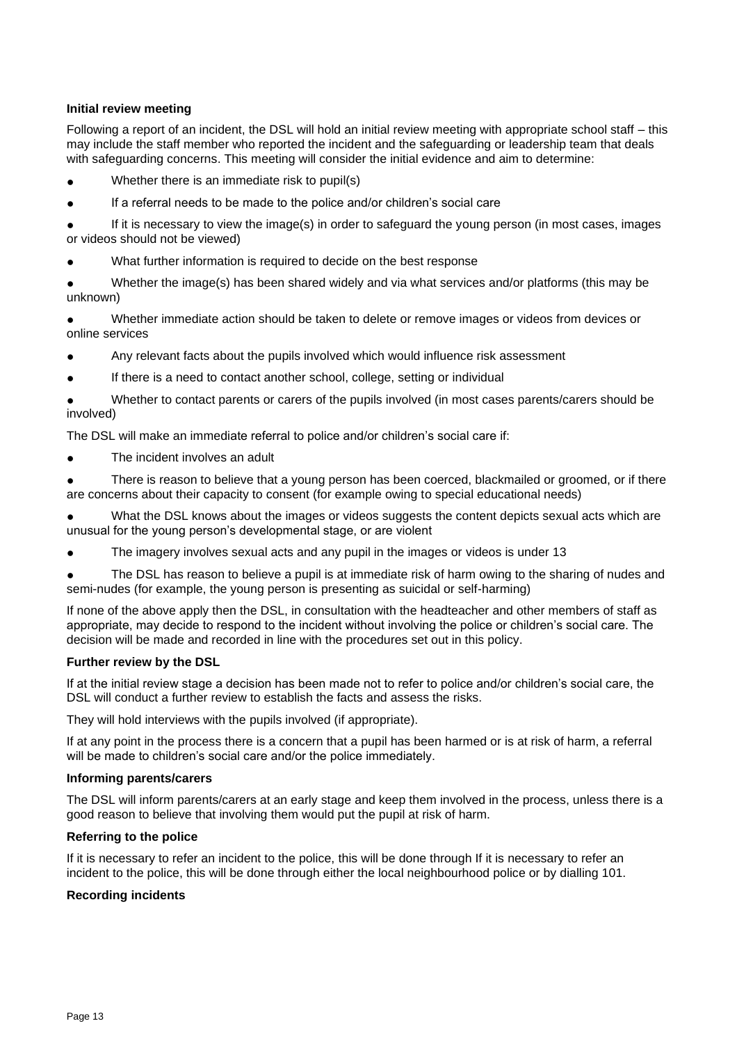**Initial review meeting**

Following a report of an incident, the DSL will hold an initial review meeting with appropriate school staff – this may include the staff member who reported the incident and the safeguarding or leadership team that deals with safeguarding concerns. This meeting will consider the initial evidence and aim to determine:

- Whether there is an immediate risk to pupil(s)
- If a referral needs to be made to the police and/or children's social care
- If it is necessary to view the image(s) in order to safeguard the young person (in most cases, images or videos should not be viewed)
- What further information is required to decide on the best response
- Whether the image(s) has been shared widely and via what services and/or platforms (this may be unknown)
- Whether immediate action should be taken to delete or remove images or videos from devices or online services
- Any relevant facts about the pupils involved which would influence risk assessment
- If there is a need to contact another school, college, setting or individual
- Whether to contact parents or carers of the pupils involved (in most cases parents/carers should be involved)

The DSL will make an immediate referral to police and/or children's social care if:

- The incident involves an adult
- There is reason to believe that a young person has been coerced, blackmailed or groomed, or if there are concerns about their capacity to consent (for example owing to special educational needs)
- What the DSL knows about the images or videos suggests the content depicts sexual acts which are unusual for the young person's developmental stage, or are violent
- The imagery involves sexual acts and any pupil in the images or videos is under 13
- The DSL has reason to believe a pupil is at immediate risk of harm owing to the sharing of nudes and semi-nudes (for example, the young person is presenting as suicidal or self-harming)

If none of the above apply then the DSL, in consultation with the headteacher and other members of staff as appropriate, may decide to respond to the incident without involving the police or children's social care. The decision will be made and recorded in line with the procedures set out in this policy.

**Further review by the DSL**

If at the initial review stage a decision has been made not to refer to police and/or children's social care, the DSL will conduct a further review to establish the facts and assess the risks.

They will hold interviews with the pupils involved (if appropriate).

If at any point in the process there is a concern that a pupil has been harmed or is at risk of harm, a referral will be made to children's social care and/or the police immediately.

**Informing parents/carers**

The DSL will inform parents/carers at an early stage and keep them involved in the process, unless there is a good reason to believe that involving them would put the pupil at risk of harm.

**Referring to the police**

If it is necessary to refer an incident to the police, this will be done through If it is necessary to refer an incident to the police, this will be done through either the local neighbourhood police or by dialling 101.

**Recording incidents**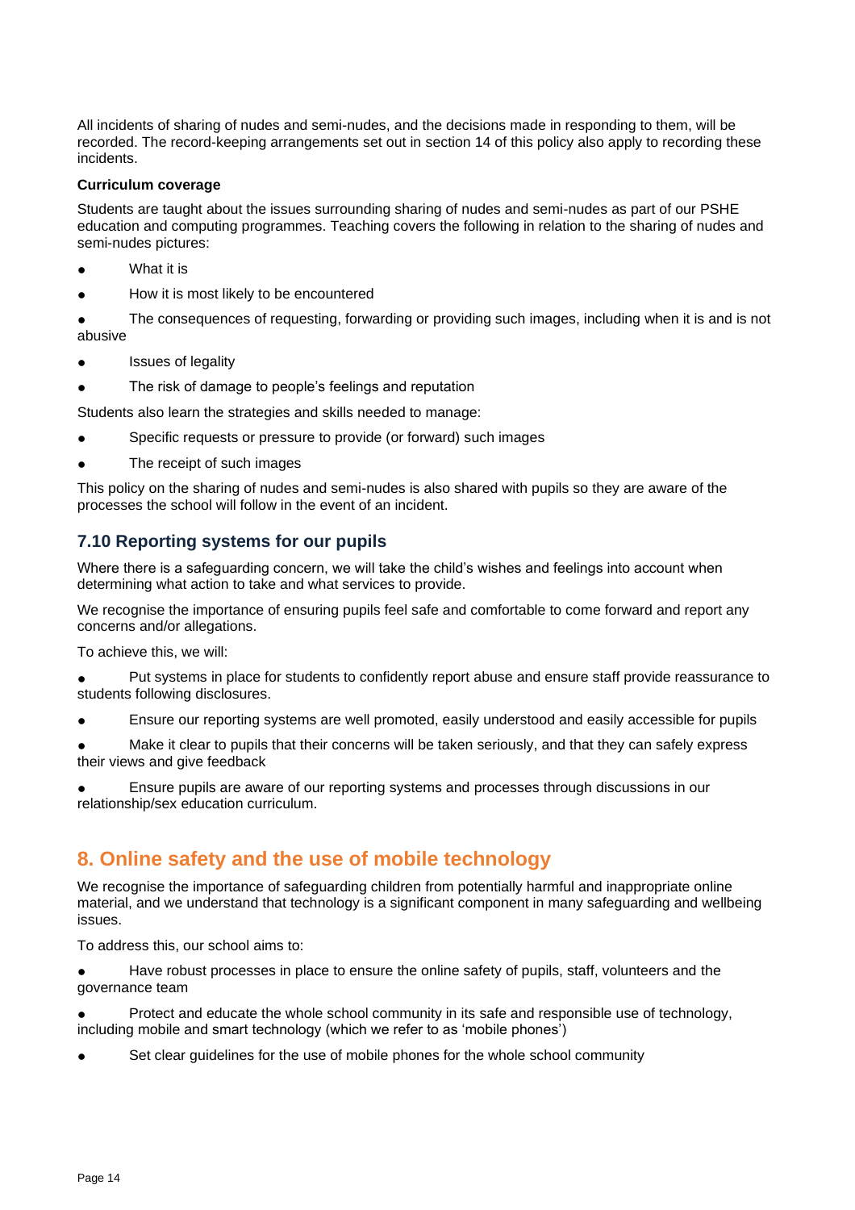All incidents of sharing of nudes and semi-nudes, and the decisions made in responding to them, will be recorded. The record-keeping arrangements set out in section 14 of this policy also apply to recording these incidents.

**Curriculum coverage**

Students are taught about the issues surrounding sharing of nudes and semi-nudes as part of our PSHE education and computing programmes. Teaching covers the following in relation to the sharing of nudes and semi-nudes pictures:

- What it is
- How it is most likely to be encountered
- The consequences of requesting, forwarding or providing such images, including when it is and is not abusive
- Issues of legality
- The risk of damage to people's feelings and reputation

Students also learn the strategies and skills needed to manage:

- Specific requests or pressure to provide (or forward) such images
- The receipt of such images

This policy on the sharing of nudes and semi-nudes is also shared with pupils so they are aware of the processes the school will follow in the event of an incident.

### 7.10 Reporting systems for our pupils

Where there is a safeguarding concern, we will take the child's wishes and feelings into account when determining what action to take and what services to provide.

We recognise the importance of ensuring pupils feel safe and comfortable to come forward and report any concerns and/or allegations.

To achieve this, we will:

- Put systems in place for students to confidently report abuse and ensure staff provide reassurance to students following disclosures.
- Ensure our reporting systems are well promoted, easily understood and easily accessible for pupils
- Make it clear to pupils that their concerns will be taken seriously, and that they can safely express their views and give feedback
- Ensure pupils are aware of our reporting systems and processes through discussions in our relationship/sex education curriculum.

## 8. Online safety and the use of mobile technology

We recognise the importance of safeguarding children from potentially harmful and inappropriate online material, and we understand that technology is a significant component in many safeguarding and wellbeing issues.

To address this, our school aims to:

- Have robust processes in place to ensure the online safety of pupils, staff, volunteers and the governance team
- Protect and educate the whole school community in its safe and responsible use of technology, including mobile and smart technology (which we refer to as 'mobile phones')
- Set clear guidelines for the use of mobile phones for the whole school community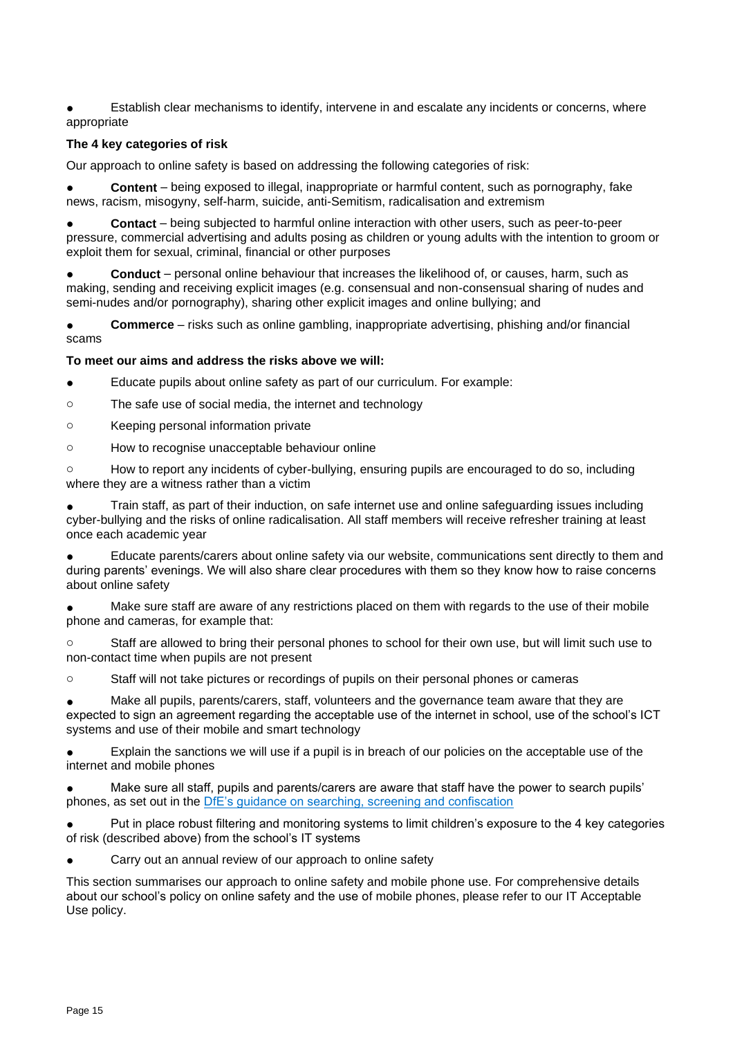- Establish clear mechanisms to identify, intervene in and escalate any incidents or concerns, where appropriate

**The 4 key categories of risk**

Our approach to online safety is based on addressing the following categories of risk:

- **Content** – being exposed to illegal, inappropriate or harmful content, such as pornography, fake news, racism, misogyny, self-harm, suicide, anti-Semitism, radicalisation and extremism
- **Contact** – being subjected to harmful online interaction with other users, such as peer-to-peer pressure, commercial advertising and adults posing as children or young adults with the intention to groom or exploit them for sexual, criminal, financial or other purposes
- **Conduct** – personal online behaviour that increases the likelihood of, or causes, harm, such as making, sending and receiving explicit images (e.g. consensual and non-consensual sharing of nudes and semi-nudes and/or pornography), sharing other explicit images and online bullying; and
- **Commerce** – risks such as online gambling, inappropriate advertising, phishing and/or financial scams

**To meet our aims and address the risks above we will:**

- Educate pupils about online safety as part of our curriculum. For example:
  - The safe use of social media, the internet and technology
  - Keeping personal information private
  - How to recognise unacceptable behaviour online
  - How to report any incidents of cyber-bullying, ensuring pupils are encouraged to do so, including where they are a witness rather than a victim
- Train staff, as part of their induction, on safe internet use and online safeguarding issues including cyber-bullying and the risks of online radicalisation. All staff members will receive refresher training at least once each academic year
- Educate parents/carers about online safety via our website, communications sent directly to them and during parents' evenings. We will also share clear procedures with them so they know how to raise concerns about online safety
- Make sure staff are aware of any restrictions placed on them with regards to the use of their mobile phone and cameras, for example that:
  - Staff are allowed to bring their personal phones to school for their own use, but will limit such use to non-contact time when pupils are not present
  - Staff will not take pictures or recordings of pupils on their personal phones or cameras
- Make all pupils, parents/carers, staff, volunteers and the governance team aware that they are expected to sign an agreement regarding the acceptable use of the internet in school, use of the school's ICT systems and use of their mobile and smart technology
- Explain the sanctions we will use if a pupil is in breach of our policies on the acceptable use of the internet and mobile phones
- Make sure all staff, pupils and parents/carers are aware that staff have the power to search pupils' phones, as set out in the DfE's guidance on searching, screening and confiscation
- Put in place robust filtering and monitoring systems to limit children's exposure to the 4 key categories of risk (described above) from the school's IT systems
- Carry out an annual review of our approach to online safety

This section summarises our approach to online safety and mobile phone use. For comprehensive details about our school's policy on online safety and the use of mobile phones, please refer to our IT Acceptable Use policy.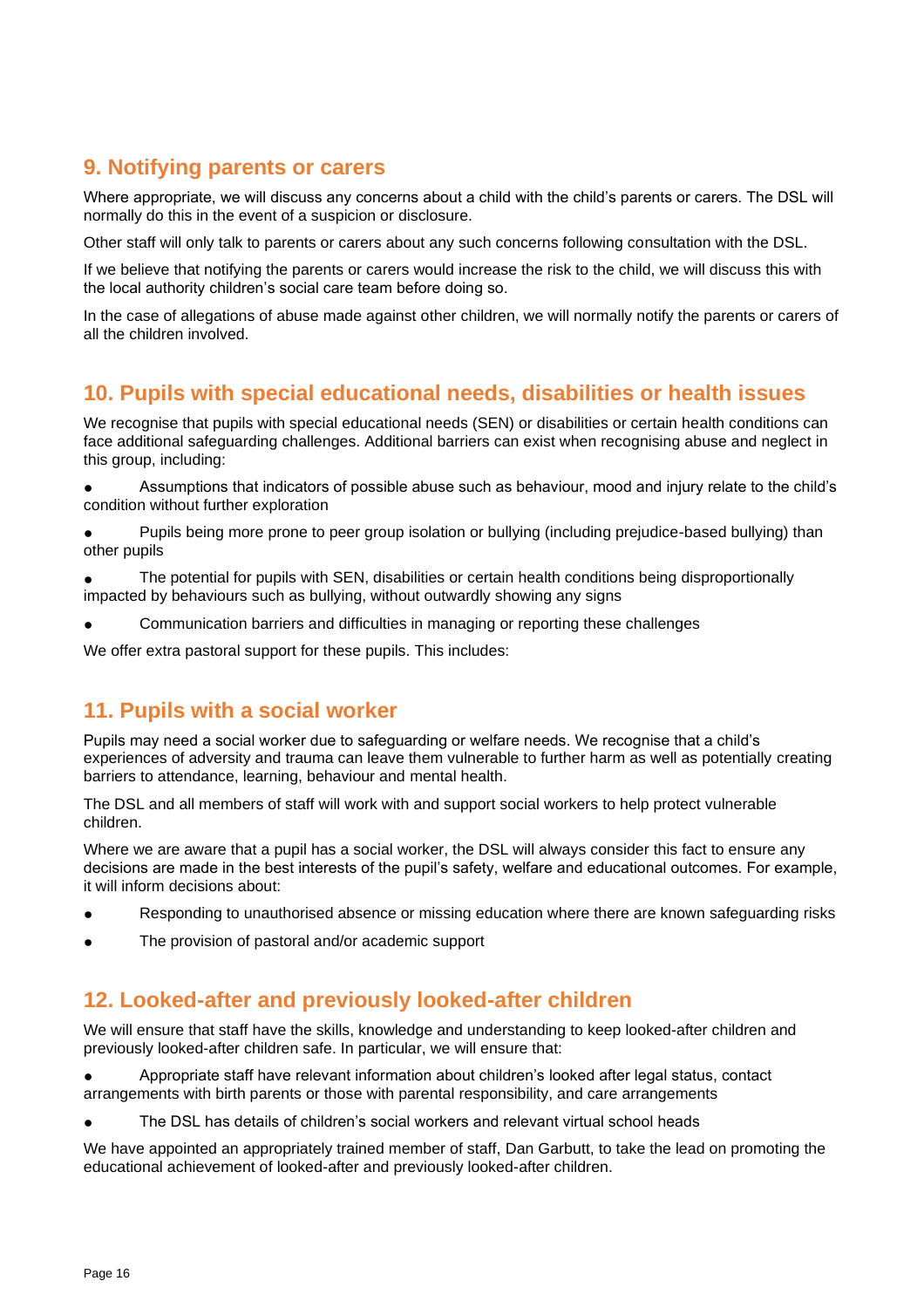## 9. Notifying parents or carers

Where appropriate, we will discuss any concerns about a child with the child's parents or carers. The DSL will normally do this in the event of a suspicion or disclosure.

Other staff will only talk to parents or carers about any such concerns following consultation with the DSL.

If we believe that notifying the parents or carers would increase the risk to the child, we will discuss this with the local authority children's social care team before doing so.

In the case of allegations of abuse made against other children, we will normally notify the parents or carers of all the children involved.

## 10. Pupils with special educational needs, disabilities or health issues

We recognise that pupils with special educational needs (SEN) or disabilities or certain health conditions can face additional safeguarding challenges. Additional barriers can exist when recognising abuse and neglect in this group, including:

- Assumptions that indicators of possible abuse such as behaviour, mood and injury relate to the child's condition without further exploration
- Pupils being more prone to peer group isolation or bullying (including prejudice-based bullying) than other pupils
- The potential for pupils with SEN, disabilities or certain health conditions being disproportionally impacted by behaviours such as bullying, without outwardly showing any signs
- Communication barriers and difficulties in managing or reporting these challenges

We offer extra pastoral support for these pupils. This includes:

## 11. Pupils with a social worker

Pupils may need a social worker due to safeguarding or welfare needs. We recognise that a child's experiences of adversity and trauma can leave them vulnerable to further harm as well as potentially creating barriers to attendance, learning, behaviour and mental health.

The DSL and all members of staff will work with and support social workers to help protect vulnerable children.

Where we are aware that a pupil has a social worker, the DSL will always consider this fact to ensure any decisions are made in the best interests of the pupil's safety, welfare and educational outcomes. For example, it will inform decisions about:

- Responding to unauthorised absence or missing education where there are known safeguarding risks
- The provision of pastoral and/or academic support

## 12. Looked-after and previously looked-after children

We will ensure that staff have the skills, knowledge and understanding to keep looked-after children and previously looked-after children safe. In particular, we will ensure that:

- Appropriate staff have relevant information about children's looked after legal status, contact arrangements with birth parents or those with parental responsibility, and care arrangements
- The DSL has details of children's social workers and relevant virtual school heads

We have appointed an appropriately trained member of staff, Dan Garbutt, to take the lead on promoting the educational achievement of looked-after and previously looked-after children.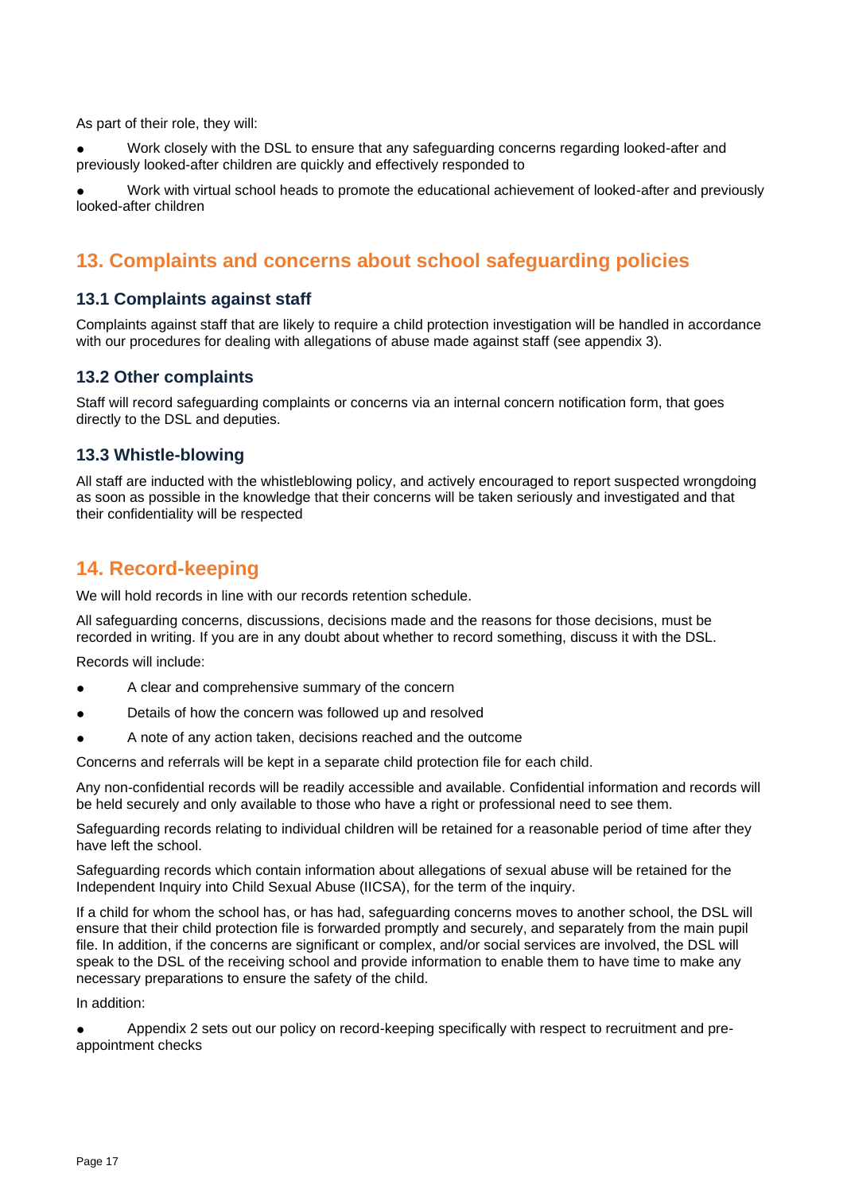As part of their role, they will:

- Work closely with the DSL to ensure that any safeguarding concerns regarding looked-after and previously looked-after children are quickly and effectively responded to
- Work with virtual school heads to promote the educational achievement of looked-after and previously looked-after children

## 13. Complaints and concerns about school safeguarding policies

### 13.1 Complaints against staff

Complaints against staff that are likely to require a child protection investigation will be handled in accordance with our procedures for dealing with allegations of abuse made against staff (see appendix 3).

### 13.2 Other complaints

Staff will record safeguarding complaints or concerns via an internal concern notification form, that goes directly to the DSL and deputies.

### 13.3 Whistle-blowing

All staff are inducted with the whistleblowing policy, and actively encouraged to report suspected wrongdoing as soon as possible in the knowledge that their concerns will be taken seriously and investigated and that their confidentiality will be respected

## 14. Record-keeping

We will hold records in line with our records retention schedule.

All safeguarding concerns, discussions, decisions made and the reasons for those decisions, must be recorded in writing. If you are in any doubt about whether to record something, discuss it with the DSL.

Records will include:

- A clear and comprehensive summary of the concern
- Details of how the concern was followed up and resolved
- A note of any action taken, decisions reached and the outcome

Concerns and referrals will be kept in a separate child protection file for each child.

Any non-confidential records will be readily accessible and available. Confidential information and records will be held securely and only available to those who have a right or professional need to see them.

Safeguarding records relating to individual children will be retained for a reasonable period of time after they have left the school.

Safeguarding records which contain information about allegations of sexual abuse will be retained for the Independent Inquiry into Child Sexual Abuse (IICSA), for the term of the inquiry.

If a child for whom the school has, or has had, safeguarding concerns moves to another school, the DSL will ensure that their child protection file is forwarded promptly and securely, and separately from the main pupil file. In addition, if the concerns are significant or complex, and/or social services are involved, the DSL will speak to the DSL of the receiving school and provide information to enable them to have time to make any necessary preparations to ensure the safety of the child.

In addition:

- Appendix 2 sets out our policy on record-keeping specifically with respect to recruitment and pre-appointment checks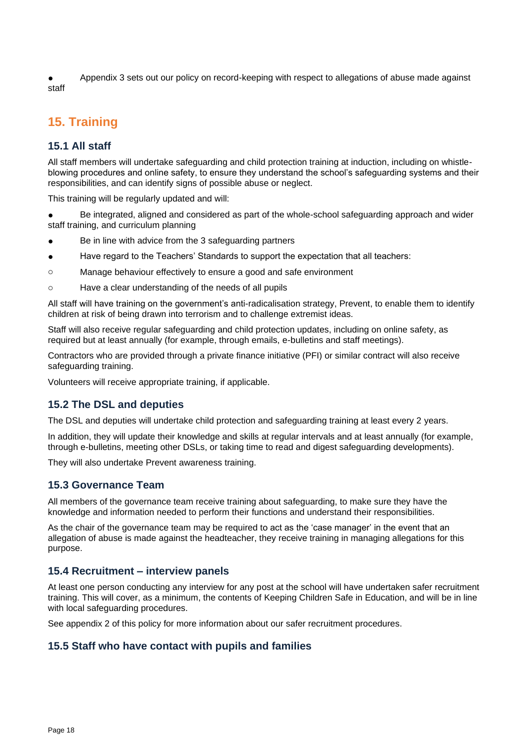- Appendix 3 sets out our policy on record-keeping with respect to allegations of abuse made against staff

## 15. Training

### 15.1 All staff

All staff members will undertake safeguarding and child protection training at induction, including on whistle-blowing procedures and online safety, to ensure they understand the school's safeguarding systems and their responsibilities, and can identify signs of possible abuse or neglect.

This training will be regularly updated and will:

- Be integrated, aligned and considered as part of the whole-school safeguarding approach and wider staff training, and curriculum planning
- Be in line with advice from the 3 safeguarding partners
- Have regard to the Teachers' Standards to support the expectation that all teachers:
  - Manage behaviour effectively to ensure a good and safe environment
  - Have a clear understanding of the needs of all pupils

All staff will have training on the government's anti-radicalisation strategy, Prevent, to enable them to identify children at risk of being drawn into terrorism and to challenge extremist ideas.

Staff will also receive regular safeguarding and child protection updates, including on online safety, as required but at least annually (for example, through emails, e-bulletins and staff meetings).

Contractors who are provided through a private finance initiative (PFI) or similar contract will also receive safeguarding training.

Volunteers will receive appropriate training, if applicable.

### 15.2 The DSL and deputies

The DSL and deputies will undertake child protection and safeguarding training at least every 2 years.

In addition, they will update their knowledge and skills at regular intervals and at least annually (for example, through e-bulletins, meeting other DSLs, or taking time to read and digest safeguarding developments).

They will also undertake Prevent awareness training.

### 15.3 Governance Team

All members of the governance team receive training about safeguarding, to make sure they have the knowledge and information needed to perform their functions and understand their responsibilities.

As the chair of the governance team may be required to act as the 'case manager' in the event that an allegation of abuse is made against the headteacher, they receive training in managing allegations for this purpose.

### 15.4 Recruitment – interview panels

At least one person conducting any interview for any post at the school will have undertaken safer recruitment training. This will cover, as a minimum, the contents of Keeping Children Safe in Education, and will be in line with local safeguarding procedures.

See appendix 2 of this policy for more information about our safer recruitment procedures.

### 15.5 Staff who have contact with pupils and families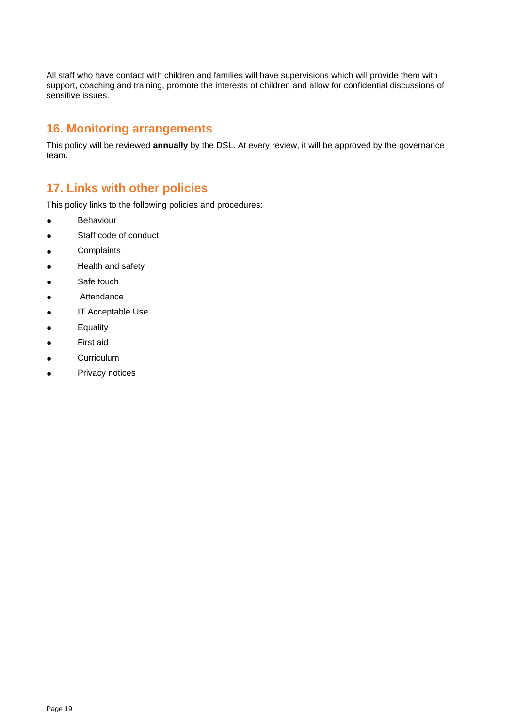All staff who have contact with children and families will have supervisions which will provide them with support, coaching and training, promote the interests of children and allow for confidential discussions of sensitive issues.

## 16. Monitoring arrangements

This policy will be reviewed **annually** by the DSL. At every review, it will be approved by the governance team.

## 17. Links with other policies

This policy links to the following policies and procedures:

- Behaviour
- Staff code of conduct
- Complaints
- Health and safety
- Safe touch
- Attendance
- IT Acceptable Use
- Equality
- First aid
- Curriculum
- Privacy notices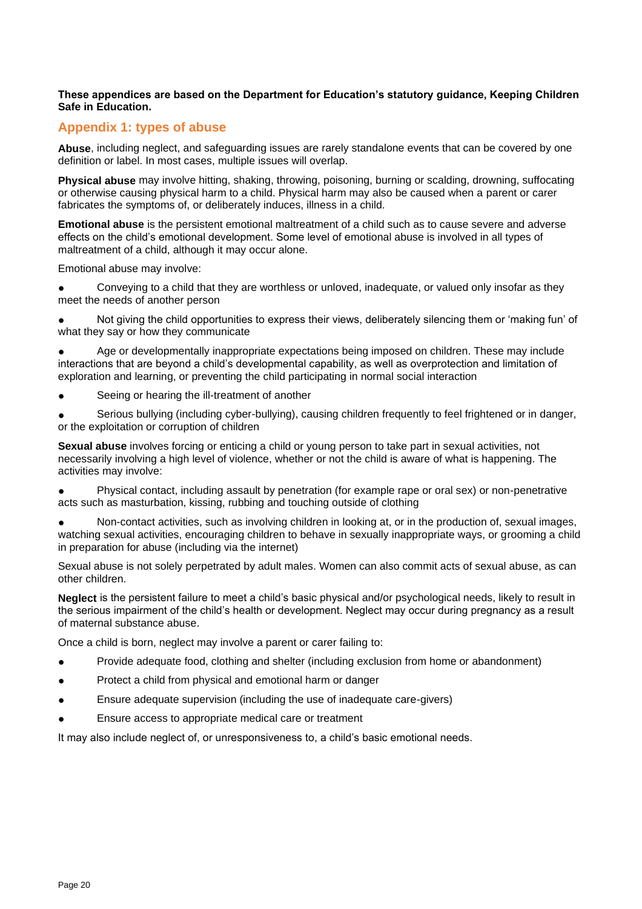**These appendices are based on the Department for Education's statutory guidance, Keeping Children Safe in Education.**

## Appendix 1: types of abuse

**Abuse**, including neglect, and safeguarding issues are rarely standalone events that can be covered by one definition or label. In most cases, multiple issues will overlap.

**Physical abuse** may involve hitting, shaking, throwing, poisoning, burning or scalding, drowning, suffocating or otherwise causing physical harm to a child. Physical harm may also be caused when a parent or carer fabricates the symptoms of, or deliberately induces, illness in a child.

**Emotional abuse** is the persistent emotional maltreatment of a child such as to cause severe and adverse effects on the child's emotional development. Some level of emotional abuse is involved in all types of maltreatment of a child, although it may occur alone.

Emotional abuse may involve:

- Conveying to a child that they are worthless or unloved, inadequate, or valued only insofar as they meet the needs of another person
- Not giving the child opportunities to express their views, deliberately silencing them or 'making fun' of what they say or how they communicate
- Age or developmentally inappropriate expectations being imposed on children. These may include interactions that are beyond a child's developmental capability, as well as overprotection and limitation of exploration and learning, or preventing the child participating in normal social interaction
- Seeing or hearing the ill-treatment of another
- Serious bullying (including cyber-bullying), causing children frequently to feel frightened or in danger, or the exploitation or corruption of children

**Sexual abuse** involves forcing or enticing a child or young person to take part in sexual activities, not necessarily involving a high level of violence, whether or not the child is aware of what is happening. The activities may involve:

- Physical contact, including assault by penetration (for example rape or oral sex) or non-penetrative acts such as masturbation, kissing, rubbing and touching outside of clothing
- Non-contact activities, such as involving children in looking at, or in the production of, sexual images, watching sexual activities, encouraging children to behave in sexually inappropriate ways, or grooming a child in preparation for abuse (including via the internet)

Sexual abuse is not solely perpetrated by adult males. Women can also commit acts of sexual abuse, as can other children.

**Neglect** is the persistent failure to meet a child's basic physical and/or psychological needs, likely to result in the serious impairment of the child's health or development. Neglect may occur during pregnancy as a result of maternal substance abuse.

Once a child is born, neglect may involve a parent or carer failing to:

- Provide adequate food, clothing and shelter (including exclusion from home or abandonment)
- Protect a child from physical and emotional harm or danger
- Ensure adequate supervision (including the use of inadequate care-givers)
- Ensure access to appropriate medical care or treatment

It may also include neglect of, or unresponsiveness to, a child's basic emotional needs.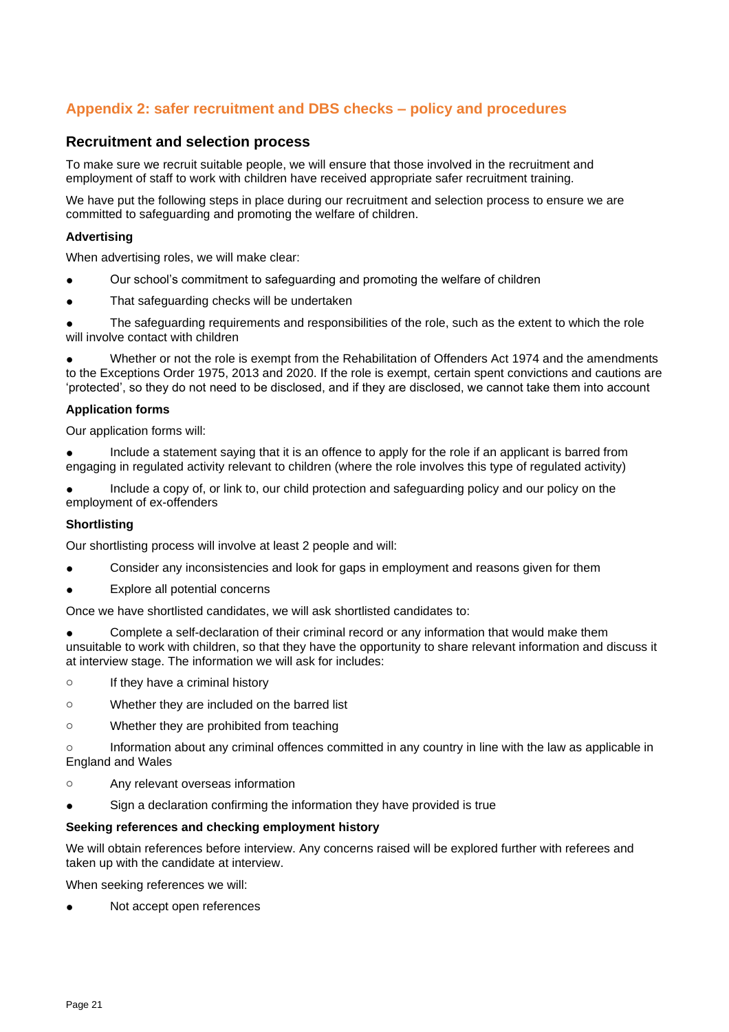## Appendix 2: safer recruitment and DBS checks – policy and procedures

### Recruitment and selection process

To make sure we recruit suitable people, we will ensure that those involved in the recruitment and employment of staff to work with children have received appropriate safer recruitment training.

We have put the following steps in place during our recruitment and selection process to ensure we are committed to safeguarding and promoting the welfare of children.

#### Advertising

When advertising roles, we will make clear:

- Our school's commitment to safeguarding and promoting the welfare of children
- That safeguarding checks will be undertaken
- The safeguarding requirements and responsibilities of the role, such as the extent to which the role will involve contact with children
- Whether or not the role is exempt from the Rehabilitation of Offenders Act 1974 and the amendments to the Exceptions Order 1975, 2013 and 2020. If the role is exempt, certain spent convictions and cautions are 'protected', so they do not need to be disclosed, and if they are disclosed, we cannot take them into account

#### Application forms

Our application forms will:

- Include a statement saying that it is an offence to apply for the role if an applicant is barred from engaging in regulated activity relevant to children (where the role involves this type of regulated activity)
- Include a copy of, or link to, our child protection and safeguarding policy and our policy on the employment of ex-offenders

#### Shortlisting

Our shortlisting process will involve at least 2 people and will:

- Consider any inconsistencies and look for gaps in employment and reasons given for them
- Explore all potential concerns

Once we have shortlisted candidates, we will ask shortlisted candidates to:

- Complete a self-declaration of their criminal record or any information that would make them unsuitable to work with children, so that they have the opportunity to share relevant information and discuss it at interview stage. The information we will ask for includes:
    - If they have a criminal history
    - Whether they are included on the barred list
    - Whether they are prohibited from teaching
    - Information about any criminal offences committed in any country in line with the law as applicable in England and Wales
    - Any relevant overseas information
- Sign a declaration confirming the information they have provided is true

#### Seeking references and checking employment history

We will obtain references before interview. Any concerns raised will be explored further with referees and taken up with the candidate at interview.

When seeking references we will:

- Not accept open references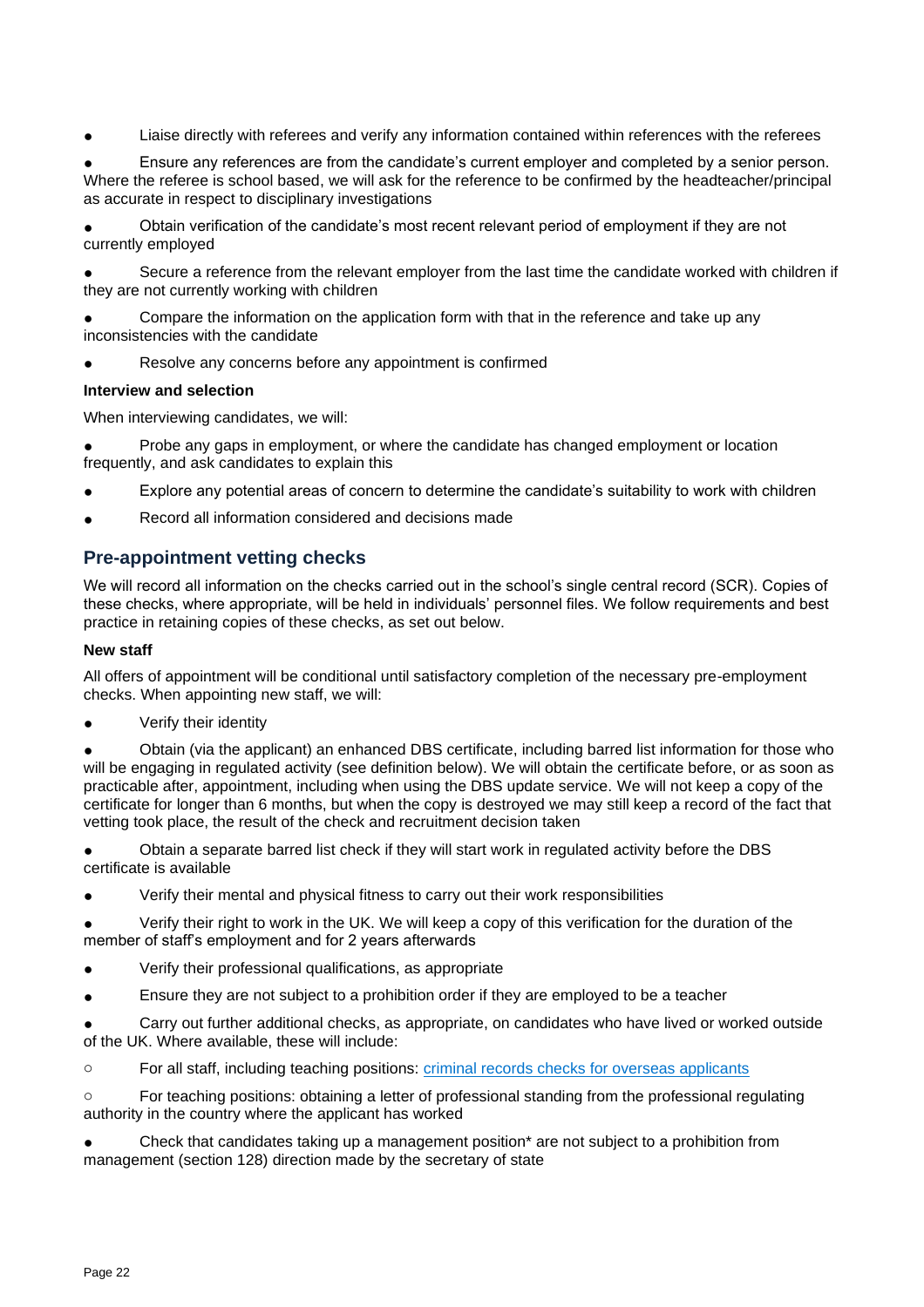- Liaise directly with referees and verify any information contained within references with the referees
- Ensure any references are from the candidate's current employer and completed by a senior person. Where the referee is school based, we will ask for the reference to be confirmed by the headteacher/principal as accurate in respect to disciplinary investigations
- Obtain verification of the candidate's most recent relevant period of employment if they are not currently employed
- Secure a reference from the relevant employer from the last time the candidate worked with children if they are not currently working with children
- Compare the information on the application form with that in the reference and take up any inconsistencies with the candidate
- Resolve any concerns before any appointment is confirmed

**Interview and selection**

When interviewing candidates, we will:

- Probe any gaps in employment, or where the candidate has changed employment or location frequently, and ask candidates to explain this
- Explore any potential areas of concern to determine the candidate's suitability to work with children
- Record all information considered and decisions made

## Pre-appointment vetting checks

We will record all information on the checks carried out in the school's single central record (SCR). Copies of these checks, where appropriate, will be held in individuals' personnel files. We follow requirements and best practice in retaining copies of these checks, as set out below.

**New staff**

All offers of appointment will be conditional until satisfactory completion of the necessary pre-employment checks. When appointing new staff, we will:

- Verify their identity
- Obtain (via the applicant) an enhanced DBS certificate, including barred list information for those who will be engaging in regulated activity (see definition below). We will obtain the certificate before, or as soon as practicable after, appointment, including when using the DBS update service. We will not keep a copy of the certificate for longer than 6 months, but when the copy is destroyed we may still keep a record of the fact that vetting took place, the result of the check and recruitment decision taken
- Obtain a separate barred list check if they will start work in regulated activity before the DBS certificate is available
- Verify their mental and physical fitness to carry out their work responsibilities
- Verify their right to work in the UK. We will keep a copy of this verification for the duration of the member of staff's employment and for 2 years afterwards
- Verify their professional qualifications, as appropriate
- Ensure they are not subject to a prohibition order if they are employed to be a teacher
- Carry out further additional checks, as appropriate, on candidates who have lived or worked outside of the UK. Where available, these will include:
    - For all staff, including teaching positions: [criminal records checks for overseas applicants]
    - For teaching positions: obtaining a letter of professional standing from the professional regulating authority in the country where the applicant has worked
- Check that candidates taking up a management position* are not subject to a prohibition from management (section 128) direction made by the secretary of state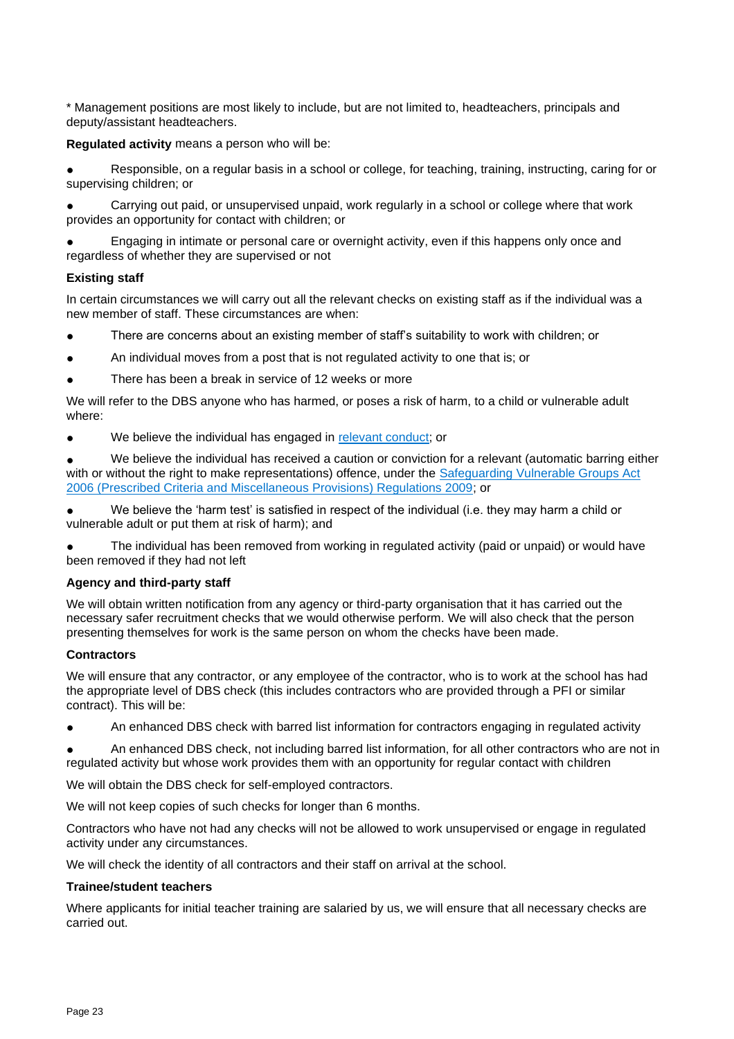* Management positions are most likely to include, but are not limited to, headteachers, principals and deputy/assistant headteachers.

**Regulated activity** means a person who will be:

- Responsible, on a regular basis in a school or college, for teaching, training, instructing, caring for or supervising children; or
- Carrying out paid, or unsupervised unpaid, work regularly in a school or college where that work provides an opportunity for contact with children; or
- Engaging in intimate or personal care or overnight activity, even if this happens only once and regardless of whether they are supervised or not

**Existing staff**

In certain circumstances we will carry out all the relevant checks on existing staff as if the individual was a new member of staff. These circumstances are when:

- There are concerns about an existing member of staff's suitability to work with children; or
- An individual moves from a post that is not regulated activity to one that is; or
- There has been a break in service of 12 weeks or more

We will refer to the DBS anyone who has harmed, or poses a risk of harm, to a child or vulnerable adult where:

- We believe the individual has engaged in relevant conduct; or
- We believe the individual has received a caution or conviction for a relevant (automatic barring either with or without the right to make representations) offence, under the Safeguarding Vulnerable Groups Act 2006 (Prescribed Criteria and Miscellaneous Provisions) Regulations 2009; or
- We believe the 'harm test' is satisfied in respect of the individual (i.e. they may harm a child or vulnerable adult or put them at risk of harm); and
- The individual has been removed from working in regulated activity (paid or unpaid) or would have been removed if they had not left

**Agency and third-party staff**

We will obtain written notification from any agency or third-party organisation that it has carried out the necessary safer recruitment checks that we would otherwise perform. We will also check that the person presenting themselves for work is the same person on whom the checks have been made.

**Contractors**

We will ensure that any contractor, or any employee of the contractor, who is to work at the school has had the appropriate level of DBS check (this includes contractors who are provided through a PFI or similar contract). This will be:

- An enhanced DBS check with barred list information for contractors engaging in regulated activity
- An enhanced DBS check, not including barred list information, for all other contractors who are not in regulated activity but whose work provides them with an opportunity for regular contact with children

We will obtain the DBS check for self-employed contractors.

We will not keep copies of such checks for longer than 6 months.

Contractors who have not had any checks will not be allowed to work unsupervised or engage in regulated activity under any circumstances.

We will check the identity of all contractors and their staff on arrival at the school.

**Trainee/student teachers**

Where applicants for initial teacher training are salaried by us, we will ensure that all necessary checks are carried out.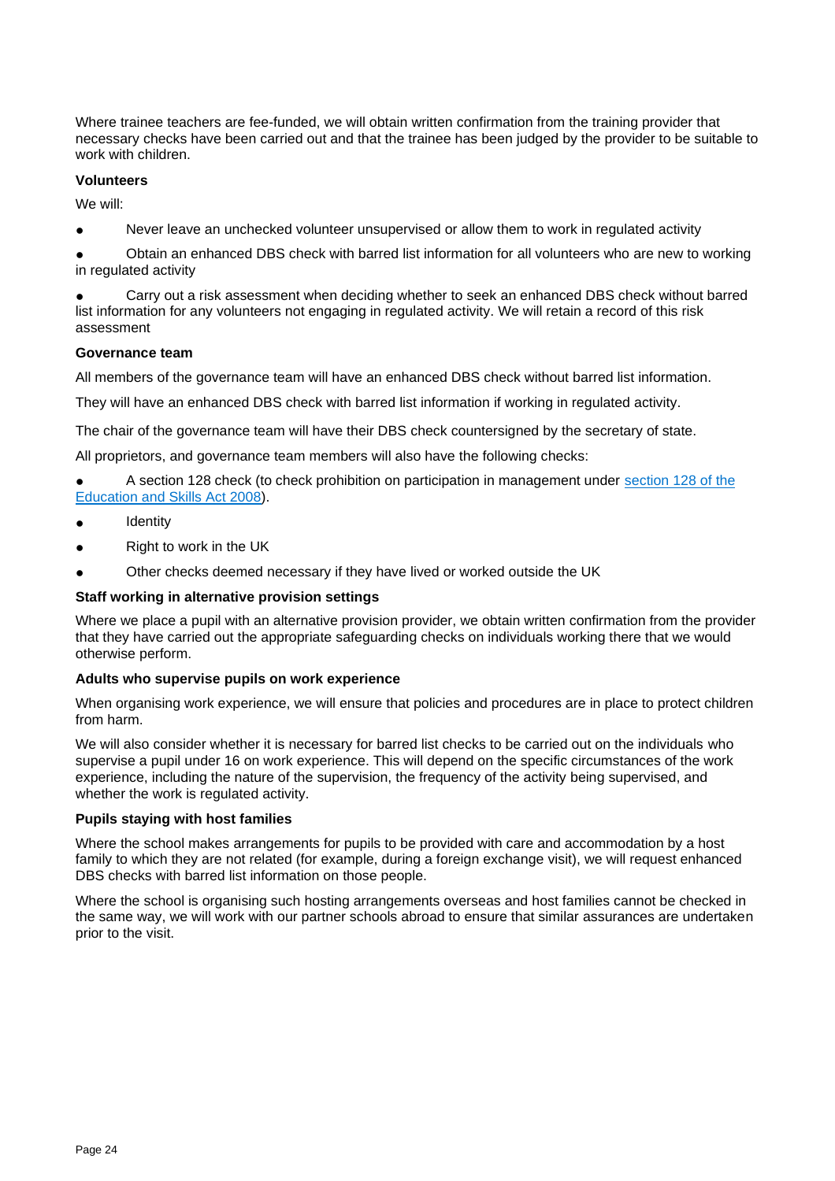Where trainee teachers are fee-funded, we will obtain written confirmation from the training provider that necessary checks have been carried out and that the trainee has been judged by the provider to be suitable to work with children.

**Volunteers**

We will:

- Never leave an unchecked volunteer unsupervised or allow them to work in regulated activity
- Obtain an enhanced DBS check with barred list information for all volunteers who are new to working in regulated activity
- Carry out a risk assessment when deciding whether to seek an enhanced DBS check without barred list information for any volunteers not engaging in regulated activity. We will retain a record of this risk assessment

**Governance team**

All members of the governance team will have an enhanced DBS check without barred list information.

They will have an enhanced DBS check with barred list information if working in regulated activity.

The chair of the governance team will have their DBS check countersigned by the secretary of state.

All proprietors, and governance team members will also have the following checks:

- A section 128 check (to check prohibition on participation in management under [section 128 of the Education and Skills Act 2008](#)).
- Identity
- Right to work in the UK
- Other checks deemed necessary if they have lived or worked outside the UK

**Staff working in alternative provision settings**

Where we place a pupil with an alternative provision provider, we obtain written confirmation from the provider that they have carried out the appropriate safeguarding checks on individuals working there that we would otherwise perform.

**Adults who supervise pupils on work experience**

When organising work experience, we will ensure that policies and procedures are in place to protect children from harm.

We will also consider whether it is necessary for barred list checks to be carried out on the individuals who supervise a pupil under 16 on work experience. This will depend on the specific circumstances of the work experience, including the nature of the supervision, the frequency of the activity being supervised, and whether the work is regulated activity.

**Pupils staying with host families**

Where the school makes arrangements for pupils to be provided with care and accommodation by a host family to which they are not related (for example, during a foreign exchange visit), we will request enhanced DBS checks with barred list information on those people.

Where the school is organising such hosting arrangements overseas and host families cannot be checked in the same way, we will work with our partner schools abroad to ensure that similar assurances are undertaken prior to the visit.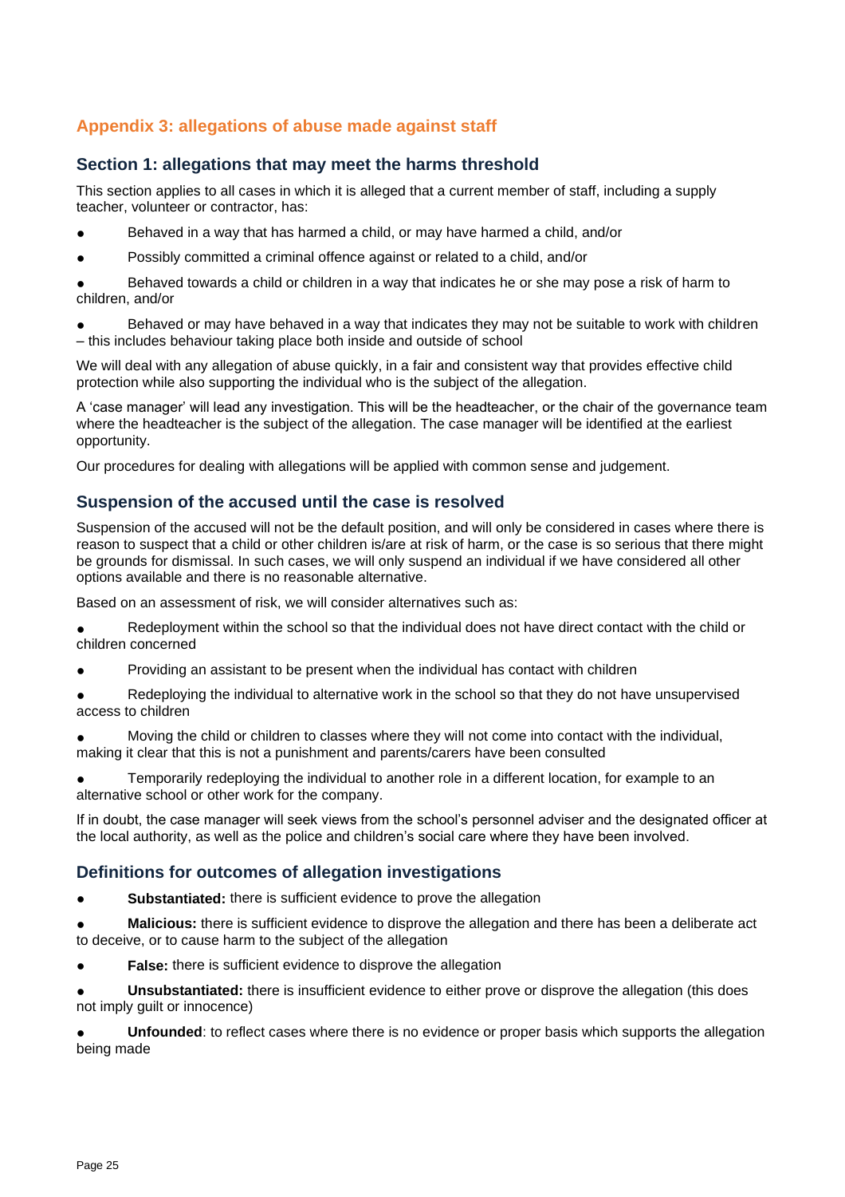## Appendix 3: allegations of abuse made against staff

### Section 1: allegations that may meet the harms threshold

This section applies to all cases in which it is alleged that a current member of staff, including a supply teacher, volunteer or contractor, has:

- Behaved in a way that has harmed a child, or may have harmed a child, and/or
- Possibly committed a criminal offence against or related to a child, and/or
- Behaved towards a child or children in a way that indicates he or she may pose a risk of harm to children, and/or
- Behaved or may have behaved in a way that indicates they may not be suitable to work with children – this includes behaviour taking place both inside and outside of school

We will deal with any allegation of abuse quickly, in a fair and consistent way that provides effective child protection while also supporting the individual who is the subject of the allegation.

A 'case manager' will lead any investigation. This will be the headteacher, or the chair of the governance team where the headteacher is the subject of the allegation. The case manager will be identified at the earliest opportunity.

Our procedures for dealing with allegations will be applied with common sense and judgement.

### Suspension of the accused until the case is resolved

Suspension of the accused will not be the default position, and will only be considered in cases where there is reason to suspect that a child or other children is/are at risk of harm, or the case is so serious that there might be grounds for dismissal. In such cases, we will only suspend an individual if we have considered all other options available and there is no reasonable alternative.

Based on an assessment of risk, we will consider alternatives such as:

- Redeployment within the school so that the individual does not have direct contact with the child or children concerned
- Providing an assistant to be present when the individual has contact with children
- Redeploying the individual to alternative work in the school so that they do not have unsupervised access to children
- Moving the child or children to classes where they will not come into contact with the individual, making it clear that this is not a punishment and parents/carers have been consulted
- Temporarily redeploying the individual to another role in a different location, for example to an alternative school or other work for the company.

If in doubt, the case manager will seek views from the school's personnel adviser and the designated officer at the local authority, as well as the police and children's social care where they have been involved.

### Definitions for outcomes of allegation investigations

- **Substantiated:** there is sufficient evidence to prove the allegation
- **Malicious:** there is sufficient evidence to disprove the allegation and there has been a deliberate act to deceive, or to cause harm to the subject of the allegation
- **False:** there is sufficient evidence to disprove the allegation
- **Unsubstantiated:** there is insufficient evidence to either prove or disprove the allegation (this does not imply guilt or innocence)
- **Unfounded**: to reflect cases where there is no evidence or proper basis which supports the allegation being made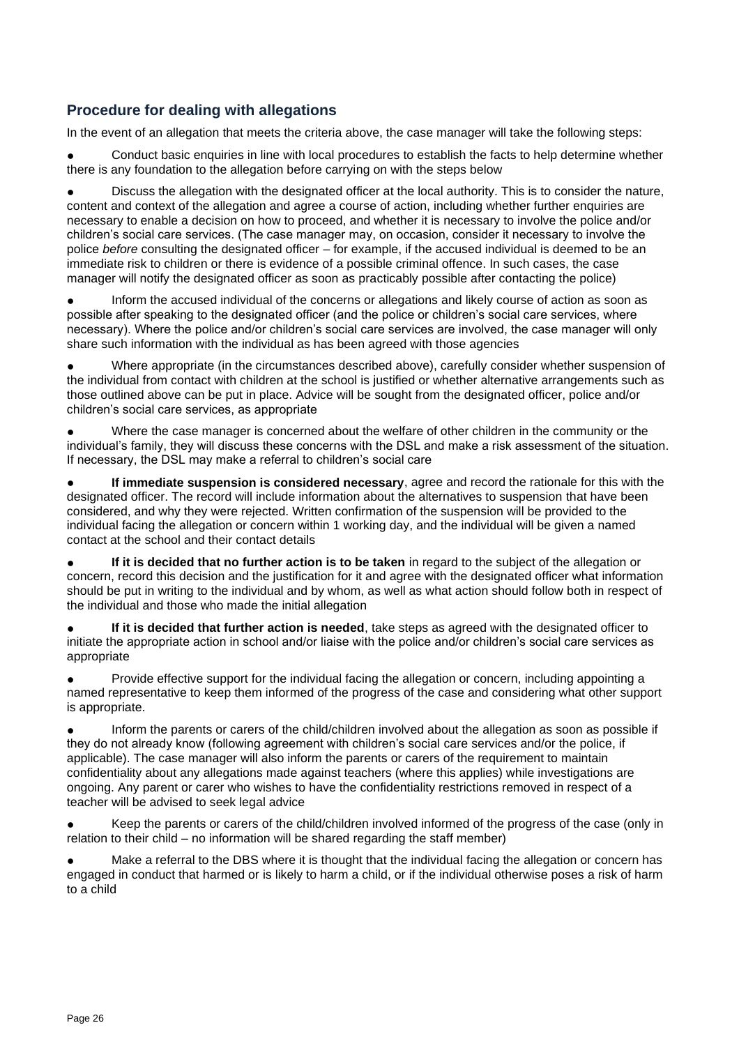## Procedure for dealing with allegations

In the event of an allegation that meets the criteria above, the case manager will take the following steps:

- Conduct basic enquiries in line with local procedures to establish the facts to help determine whether there is any foundation to the allegation before carrying on with the steps below
- Discuss the allegation with the designated officer at the local authority. This is to consider the nature, content and context of the allegation and agree a course of action, including whether further enquiries are necessary to enable a decision on how to proceed, and whether it is necessary to involve the police and/or children's social care services. (The case manager may, on occasion, consider it necessary to involve the police *before* consulting the designated officer – for example, if the accused individual is deemed to be an immediate risk to children or there is evidence of a possible criminal offence. In such cases, the case manager will notify the designated officer as soon as practicably possible after contacting the police)
- Inform the accused individual of the concerns or allegations and likely course of action as soon as possible after speaking to the designated officer (and the police or children's social care services, where necessary). Where the police and/or children's social care services are involved, the case manager will only share such information with the individual as has been agreed with those agencies
- Where appropriate (in the circumstances described above), carefully consider whether suspension of the individual from contact with children at the school is justified or whether alternative arrangements such as those outlined above can be put in place. Advice will be sought from the designated officer, police and/or children's social care services, as appropriate
- Where the case manager is concerned about the welfare of other children in the community or the individual's family, they will discuss these concerns with the DSL and make a risk assessment of the situation. If necessary, the DSL may make a referral to children's social care
- **If immediate suspension is considered necessary**, agree and record the rationale for this with the designated officer. The record will include information about the alternatives to suspension that have been considered, and why they were rejected. Written confirmation of the suspension will be provided to the individual facing the allegation or concern within 1 working day, and the individual will be given a named contact at the school and their contact details
- **If it is decided that no further action is to be taken** in regard to the subject of the allegation or concern, record this decision and the justification for it and agree with the designated officer what information should be put in writing to the individual and by whom, as well as what action should follow both in respect of the individual and those who made the initial allegation
- **If it is decided that further action is needed**, take steps as agreed with the designated officer to initiate the appropriate action in school and/or liaise with the police and/or children's social care services as appropriate
- Provide effective support for the individual facing the allegation or concern, including appointing a named representative to keep them informed of the progress of the case and considering what other support is appropriate.
- Inform the parents or carers of the child/children involved about the allegation as soon as possible if they do not already know (following agreement with children's social care services and/or the police, if applicable). The case manager will also inform the parents or carers of the requirement to maintain confidentiality about any allegations made against teachers (where this applies) while investigations are ongoing. Any parent or carer who wishes to have the confidentiality restrictions removed in respect of a teacher will be advised to seek legal advice
- Keep the parents or carers of the child/children involved informed of the progress of the case (only in relation to their child – no information will be shared regarding the staff member)
- Make a referral to the DBS where it is thought that the individual facing the allegation or concern has engaged in conduct that harmed or is likely to harm a child, or if the individual otherwise poses a risk of harm to a child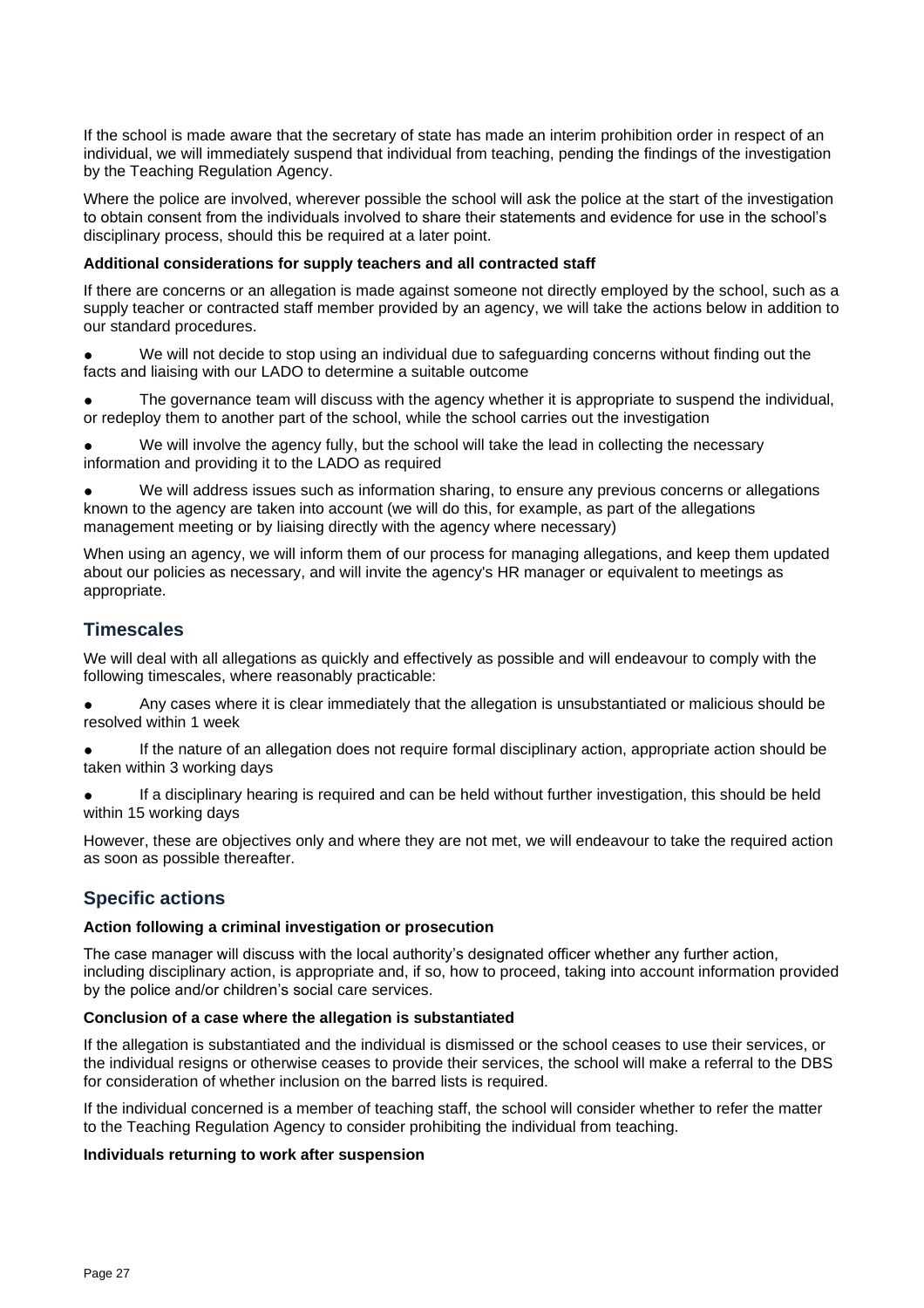If the school is made aware that the secretary of state has made an interim prohibition order in respect of an individual, we will immediately suspend that individual from teaching, pending the findings of the investigation by the Teaching Regulation Agency.

Where the police are involved, wherever possible the school will ask the police at the start of the investigation to obtain consent from the individuals involved to share their statements and evidence for use in the school's disciplinary process, should this be required at a later point.

**Additional considerations for supply teachers and all contracted staff**

If there are concerns or an allegation is made against someone not directly employed by the school, such as a supply teacher or contracted staff member provided by an agency, we will take the actions below in addition to our standard procedures.

- We will not decide to stop using an individual due to safeguarding concerns without finding out the facts and liaising with our LADO to determine a suitable outcome
- The governance team will discuss with the agency whether it is appropriate to suspend the individual, or redeploy them to another part of the school, while the school carries out the investigation
- We will involve the agency fully, but the school will take the lead in collecting the necessary information and providing it to the LADO as required
- We will address issues such as information sharing, to ensure any previous concerns or allegations known to the agency are taken into account (we will do this, for example, as part of the allegations management meeting or by liaising directly with the agency where necessary)

When using an agency, we will inform them of our process for managing allegations, and keep them updated about our policies as necessary, and will invite the agency's HR manager or equivalent to meetings as appropriate.

## Timescales

We will deal with all allegations as quickly and effectively as possible and will endeavour to comply with the following timescales, where reasonably practicable:

- Any cases where it is clear immediately that the allegation is unsubstantiated or malicious should be resolved within 1 week
- If the nature of an allegation does not require formal disciplinary action, appropriate action should be taken within 3 working days
- If a disciplinary hearing is required and can be held without further investigation, this should be held within 15 working days

However, these are objectives only and where they are not met, we will endeavour to take the required action as soon as possible thereafter.

## Specific actions

**Action following a criminal investigation or prosecution**

The case manager will discuss with the local authority's designated officer whether any further action, including disciplinary action, is appropriate and, if so, how to proceed, taking into account information provided by the police and/or children's social care services.

**Conclusion of a case where the allegation is substantiated**

If the allegation is substantiated and the individual is dismissed or the school ceases to use their services, or the individual resigns or otherwise ceases to provide their services, the school will make a referral to the DBS for consideration of whether inclusion on the barred lists is required.

If the individual concerned is a member of teaching staff, the school will consider whether to refer the matter to the Teaching Regulation Agency to consider prohibiting the individual from teaching.

**Individuals returning to work after suspension**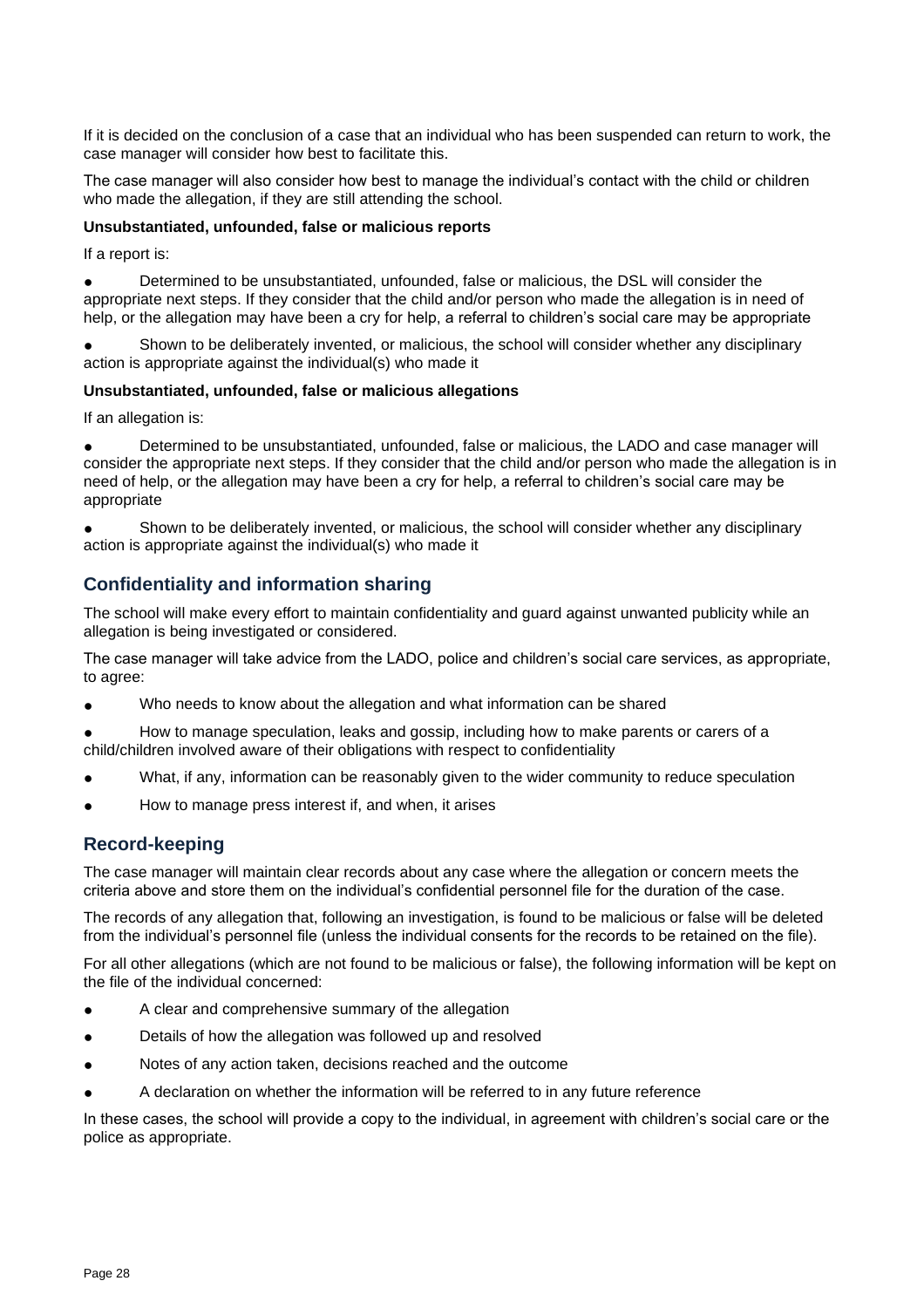If it is decided on the conclusion of a case that an individual who has been suspended can return to work, the case manager will consider how best to facilitate this.

The case manager will also consider how best to manage the individual's contact with the child or children who made the allegation, if they are still attending the school.

**Unsubstantiated, unfounded, false or malicious reports**

If a report is:

- Determined to be unsubstantiated, unfounded, false or malicious, the DSL will consider the appropriate next steps. If they consider that the child and/or person who made the allegation is in need of help, or the allegation may have been a cry for help, a referral to children's social care may be appropriate
- Shown to be deliberately invented, or malicious, the school will consider whether any disciplinary action is appropriate against the individual(s) who made it

**Unsubstantiated, unfounded, false or malicious allegations**

If an allegation is:

- Determined to be unsubstantiated, unfounded, false or malicious, the LADO and case manager will consider the appropriate next steps. If they consider that the child and/or person who made the allegation is in need of help, or the allegation may have been a cry for help, a referral to children's social care may be appropriate
- Shown to be deliberately invented, or malicious, the school will consider whether any disciplinary action is appropriate against the individual(s) who made it

## Confidentiality and information sharing

The school will make every effort to maintain confidentiality and guard against unwanted publicity while an allegation is being investigated or considered.

The case manager will take advice from the LADO, police and children's social care services, as appropriate, to agree:

- Who needs to know about the allegation and what information can be shared
- How to manage speculation, leaks and gossip, including how to make parents or carers of a child/children involved aware of their obligations with respect to confidentiality
- What, if any, information can be reasonably given to the wider community to reduce speculation
- How to manage press interest if, and when, it arises

## Record-keeping

The case manager will maintain clear records about any case where the allegation or concern meets the criteria above and store them on the individual's confidential personnel file for the duration of the case.

The records of any allegation that, following an investigation, is found to be malicious or false will be deleted from the individual's personnel file (unless the individual consents for the records to be retained on the file).

For all other allegations (which are not found to be malicious or false), the following information will be kept on the file of the individual concerned:

- A clear and comprehensive summary of the allegation
- Details of how the allegation was followed up and resolved
- Notes of any action taken, decisions reached and the outcome
- A declaration on whether the information will be referred to in any future reference

In these cases, the school will provide a copy to the individual, in agreement with children's social care or the police as appropriate.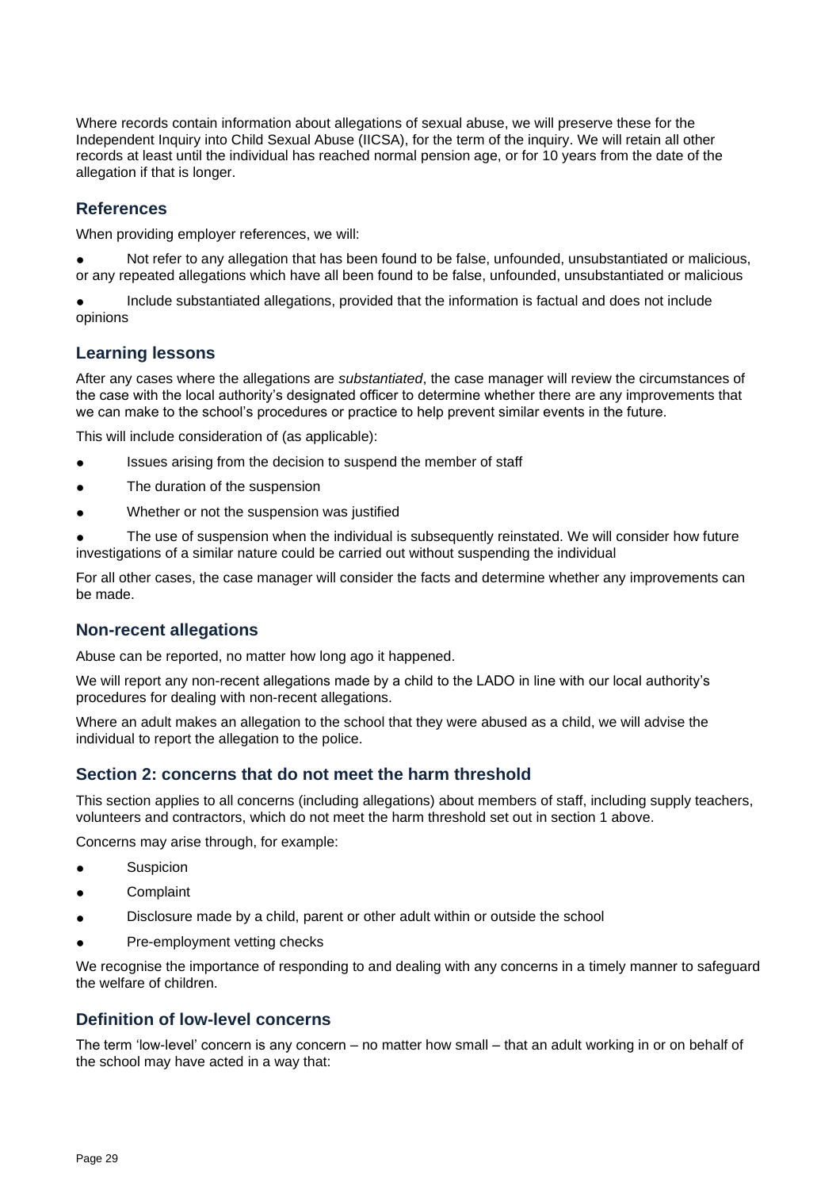Where records contain information about allegations of sexual abuse, we will preserve these for the Independent Inquiry into Child Sexual Abuse (IICSA), for the term of the inquiry. We will retain all other records at least until the individual has reached normal pension age, or for 10 years from the date of the allegation if that is longer.

### References

When providing employer references, we will:

- Not refer to any allegation that has been found to be false, unfounded, unsubstantiated or malicious, or any repeated allegations which have all been found to be false, unfounded, unsubstantiated or malicious
- Include substantiated allegations, provided that the information is factual and does not include opinions

### Learning lessons

After any cases where the allegations are *substantiated*, the case manager will review the circumstances of the case with the local authority's designated officer to determine whether there are any improvements that we can make to the school's procedures or practice to help prevent similar events in the future.

This will include consideration of (as applicable):

- Issues arising from the decision to suspend the member of staff
- The duration of the suspension
- Whether or not the suspension was justified
- The use of suspension when the individual is subsequently reinstated. We will consider how future investigations of a similar nature could be carried out without suspending the individual

For all other cases, the case manager will consider the facts and determine whether any improvements can be made.

### Non-recent allegations

Abuse can be reported, no matter how long ago it happened.

We will report any non-recent allegations made by a child to the LADO in line with our local authority's procedures for dealing with non-recent allegations.

Where an adult makes an allegation to the school that they were abused as a child, we will advise the individual to report the allegation to the police.

### Section 2: concerns that do not meet the harm threshold

This section applies to all concerns (including allegations) about members of staff, including supply teachers, volunteers and contractors, which do not meet the harm threshold set out in section 1 above.

Concerns may arise through, for example:

- Suspicion
- Complaint
- Disclosure made by a child, parent or other adult within or outside the school
- Pre-employment vetting checks

We recognise the importance of responding to and dealing with any concerns in a timely manner to safeguard the welfare of children.

### Definition of low-level concerns

The term 'low-level' concern is any concern – no matter how small – that an adult working in or on behalf of the school may have acted in a way that: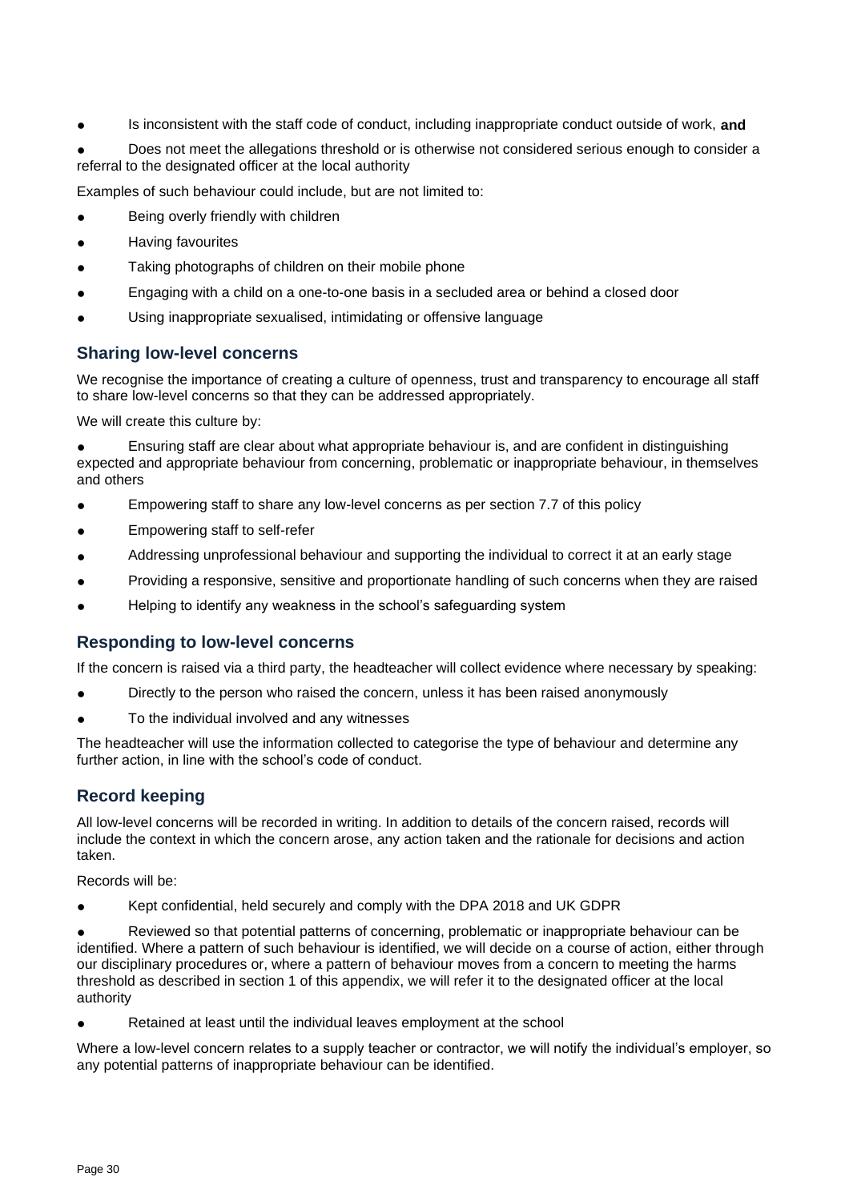- Is inconsistent with the staff code of conduct, including inappropriate conduct outside of work, **and**
- Does not meet the allegations threshold or is otherwise not considered serious enough to consider a referral to the designated officer at the local authority

Examples of such behaviour could include, but are not limited to:

- Being overly friendly with children
- Having favourites
- Taking photographs of children on their mobile phone
- Engaging with a child on a one-to-one basis in a secluded area or behind a closed door
- Using inappropriate sexualised, intimidating or offensive language

### Sharing low-level concerns

We recognise the importance of creating a culture of openness, trust and transparency to encourage all staff to share low-level concerns so that they can be addressed appropriately.

We will create this culture by:

- Ensuring staff are clear about what appropriate behaviour is, and are confident in distinguishing expected and appropriate behaviour from concerning, problematic or inappropriate behaviour, in themselves and others
- Empowering staff to share any low-level concerns as per section 7.7 of this policy
- Empowering staff to self-refer
- Addressing unprofessional behaviour and supporting the individual to correct it at an early stage
- Providing a responsive, sensitive and proportionate handling of such concerns when they are raised
- Helping to identify any weakness in the school's safeguarding system

### Responding to low-level concerns

If the concern is raised via a third party, the headteacher will collect evidence where necessary by speaking:

- Directly to the person who raised the concern, unless it has been raised anonymously
- To the individual involved and any witnesses

The headteacher will use the information collected to categorise the type of behaviour and determine any further action, in line with the school's code of conduct.

### Record keeping

All low-level concerns will be recorded in writing. In addition to details of the concern raised, records will include the context in which the concern arose, any action taken and the rationale for decisions and action taken.

Records will be:

- Kept confidential, held securely and comply with the DPA 2018 and UK GDPR
- Reviewed so that potential patterns of concerning, problematic or inappropriate behaviour can be identified. Where a pattern of such behaviour is identified, we will decide on a course of action, either through our disciplinary procedures or, where a pattern of behaviour moves from a concern to meeting the harms threshold as described in section 1 of this appendix, we will refer it to the designated officer at the local authority
- Retained at least until the individual leaves employment at the school

Where a low-level concern relates to a supply teacher or contractor, we will notify the individual's employer, so any potential patterns of inappropriate behaviour can be identified.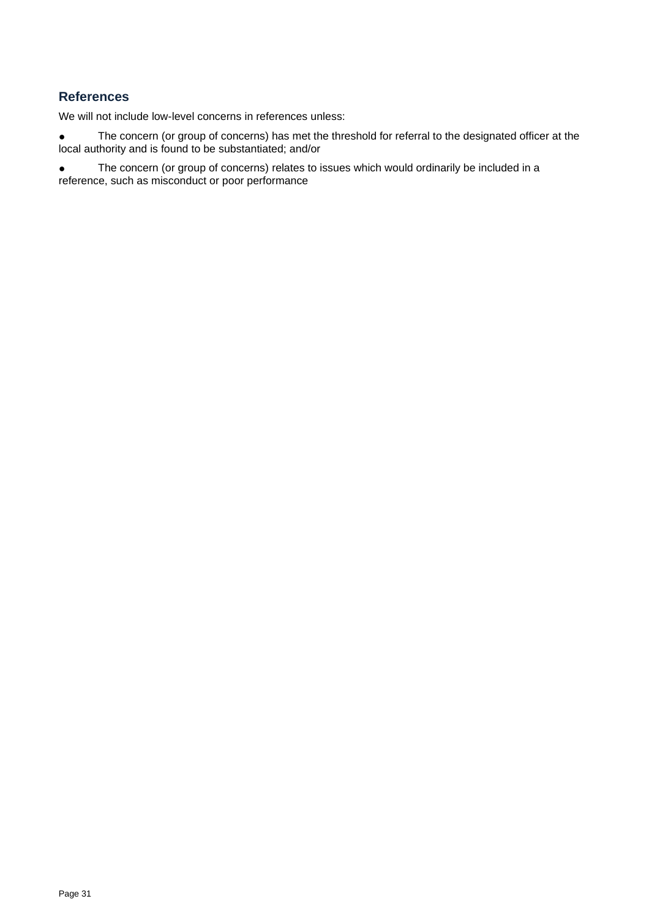## References

We will not include low-level concerns in references unless:

- The concern (or group of concerns) has met the threshold for referral to the designated officer at the local authority and is found to be substantiated; and/or
- The concern (or group of concerns) relates to issues which would ordinarily be included in a reference, such as misconduct or poor performance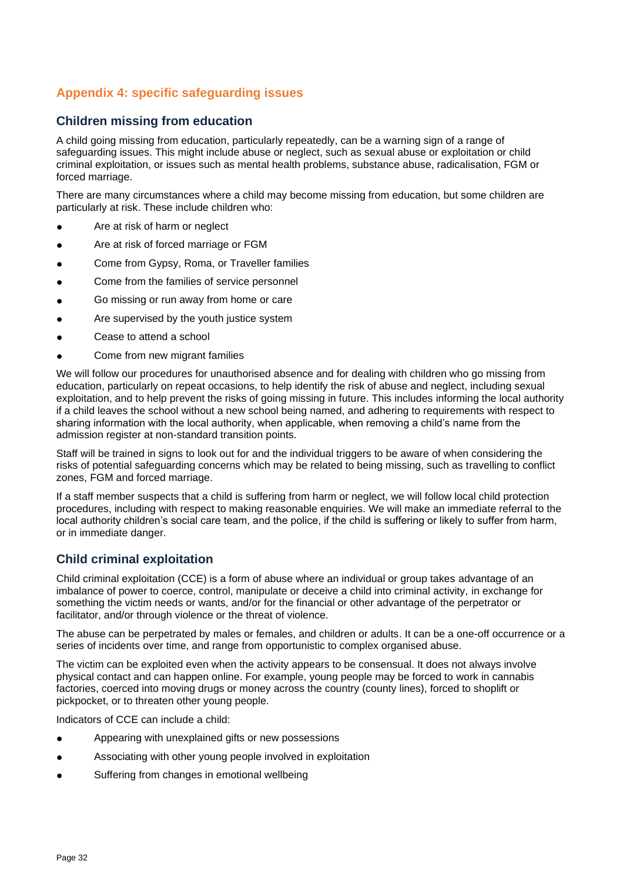## Appendix 4: specific safeguarding issues

### Children missing from education

A child going missing from education, particularly repeatedly, can be a warning sign of a range of safeguarding issues. This might include abuse or neglect, such as sexual abuse or exploitation or child criminal exploitation, or issues such as mental health problems, substance abuse, radicalisation, FGM or forced marriage.

There are many circumstances where a child may become missing from education, but some children are particularly at risk. These include children who:

- Are at risk of harm or neglect
- Are at risk of forced marriage or FGM
- Come from Gypsy, Roma, or Traveller families
- Come from the families of service personnel
- Go missing or run away from home or care
- Are supervised by the youth justice system
- Cease to attend a school
- Come from new migrant families

We will follow our procedures for unauthorised absence and for dealing with children who go missing from education, particularly on repeat occasions, to help identify the risk of abuse and neglect, including sexual exploitation, and to help prevent the risks of going missing in future. This includes informing the local authority if a child leaves the school without a new school being named, and adhering to requirements with respect to sharing information with the local authority, when applicable, when removing a child's name from the admission register at non-standard transition points.

Staff will be trained in signs to look out for and the individual triggers to be aware of when considering the risks of potential safeguarding concerns which may be related to being missing, such as travelling to conflict zones, FGM and forced marriage.

If a staff member suspects that a child is suffering from harm or neglect, we will follow local child protection procedures, including with respect to making reasonable enquiries. We will make an immediate referral to the local authority children's social care team, and the police, if the child is suffering or likely to suffer from harm, or in immediate danger.

### Child criminal exploitation

Child criminal exploitation (CCE) is a form of abuse where an individual or group takes advantage of an imbalance of power to coerce, control, manipulate or deceive a child into criminal activity, in exchange for something the victim needs or wants, and/or for the financial or other advantage of the perpetrator or facilitator, and/or through violence or the threat of violence.

The abuse can be perpetrated by males or females, and children or adults. It can be a one-off occurrence or a series of incidents over time, and range from opportunistic to complex organised abuse.

The victim can be exploited even when the activity appears to be consensual. It does not always involve physical contact and can happen online. For example, young people may be forced to work in cannabis factories, coerced into moving drugs or money across the country (county lines), forced to shoplift or pickpocket, or to threaten other young people.

Indicators of CCE can include a child:

- Appearing with unexplained gifts or new possessions
- Associating with other young people involved in exploitation
- Suffering from changes in emotional wellbeing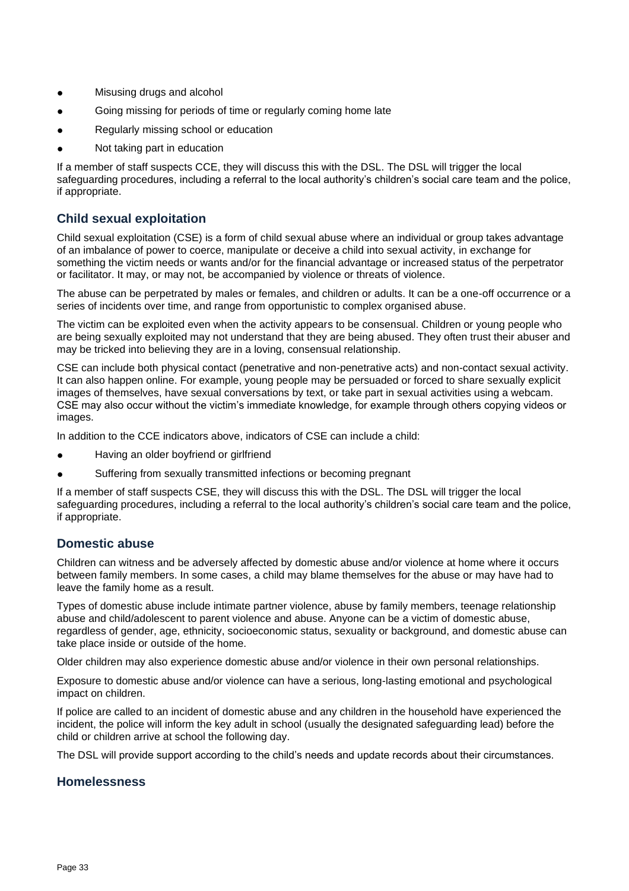- Misusing drugs and alcohol
- Going missing for periods of time or regularly coming home late
- Regularly missing school or education
- Not taking part in education

If a member of staff suspects CCE, they will discuss this with the DSL. The DSL will trigger the local safeguarding procedures, including a referral to the local authority's children's social care team and the police, if appropriate.

## Child sexual exploitation

Child sexual exploitation (CSE) is a form of child sexual abuse where an individual or group takes advantage of an imbalance of power to coerce, manipulate or deceive a child into sexual activity, in exchange for something the victim needs or wants and/or for the financial advantage or increased status of the perpetrator or facilitator. It may, or may not, be accompanied by violence or threats of violence.

The abuse can be perpetrated by males or females, and children or adults. It can be a one-off occurrence or a series of incidents over time, and range from opportunistic to complex organised abuse.

The victim can be exploited even when the activity appears to be consensual. Children or young people who are being sexually exploited may not understand that they are being abused. They often trust their abuser and may be tricked into believing they are in a loving, consensual relationship.

CSE can include both physical contact (penetrative and non-penetrative acts) and non-contact sexual activity. It can also happen online. For example, young people may be persuaded or forced to share sexually explicit images of themselves, have sexual conversations by text, or take part in sexual activities using a webcam. CSE may also occur without the victim's immediate knowledge, for example through others copying videos or images.

In addition to the CCE indicators above, indicators of CSE can include a child:

- Having an older boyfriend or girlfriend
- Suffering from sexually transmitted infections or becoming pregnant

If a member of staff suspects CSE, they will discuss this with the DSL. The DSL will trigger the local safeguarding procedures, including a referral to the local authority's children's social care team and the police, if appropriate.

## Domestic abuse

Children can witness and be adversely affected by domestic abuse and/or violence at home where it occurs between family members. In some cases, a child may blame themselves for the abuse or may have had to leave the family home as a result.

Types of domestic abuse include intimate partner violence, abuse by family members, teenage relationship abuse and child/adolescent to parent violence and abuse. Anyone can be a victim of domestic abuse, regardless of gender, age, ethnicity, socioeconomic status, sexuality or background, and domestic abuse can take place inside or outside of the home.

Older children may also experience domestic abuse and/or violence in their own personal relationships.

Exposure to domestic abuse and/or violence can have a serious, long-lasting emotional and psychological impact on children.

If police are called to an incident of domestic abuse and any children in the household have experienced the incident, the police will inform the key adult in school (usually the designated safeguarding lead) before the child or children arrive at school the following day.

The DSL will provide support according to the child's needs and update records about their circumstances.

## Homelessness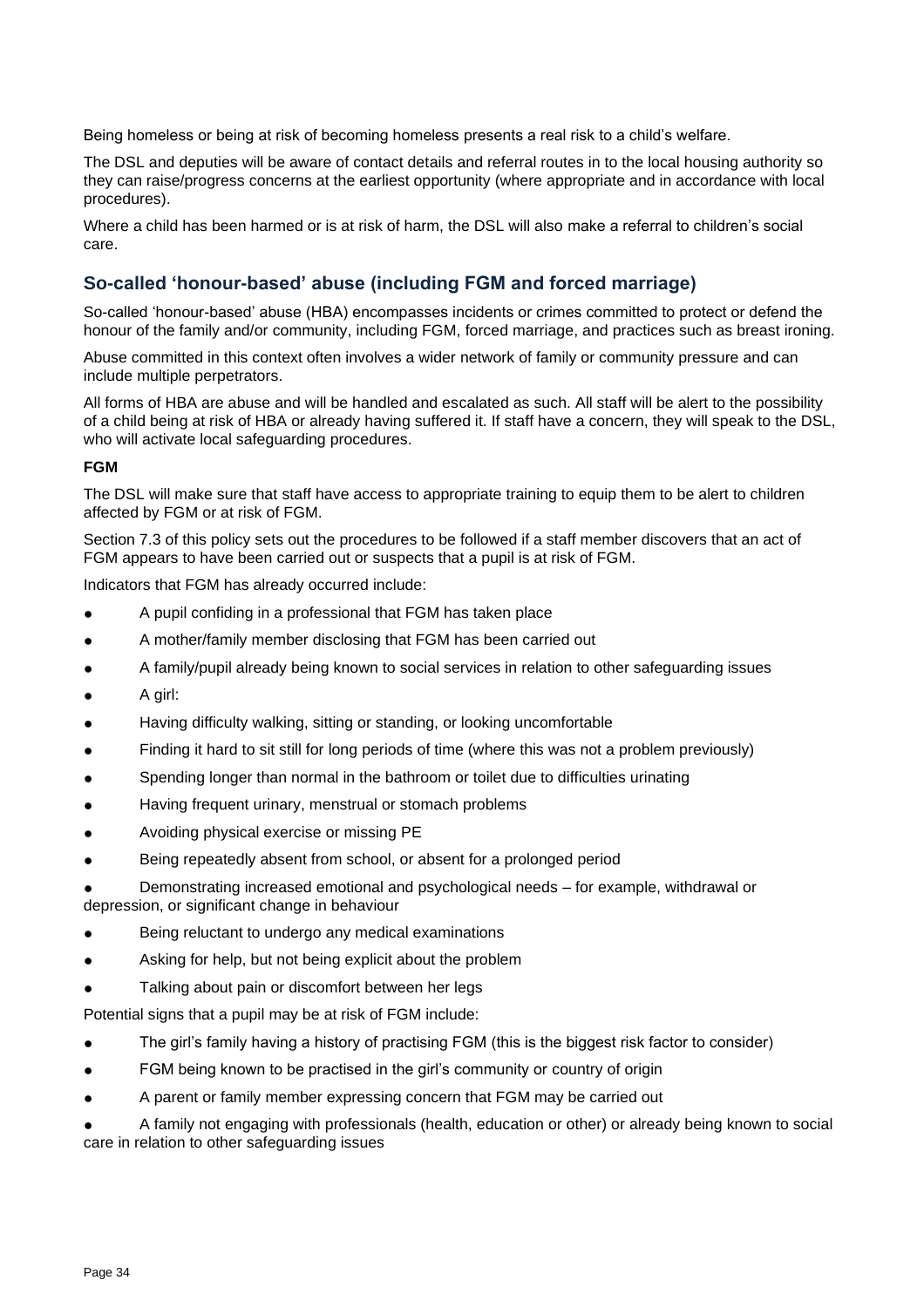Being homeless or being at risk of becoming homeless presents a real risk to a child's welfare.

The DSL and deputies will be aware of contact details and referral routes in to the local housing authority so they can raise/progress concerns at the earliest opportunity (where appropriate and in accordance with local procedures).

Where a child has been harmed or is at risk of harm, the DSL will also make a referral to children's social care.

## So-called 'honour-based' abuse (including FGM and forced marriage)

So-called 'honour-based' abuse (HBA) encompasses incidents or crimes committed to protect or defend the honour of the family and/or community, including FGM, forced marriage, and practices such as breast ironing.

Abuse committed in this context often involves a wider network of family or community pressure and can include multiple perpetrators.

All forms of HBA are abuse and will be handled and escalated as such. All staff will be alert to the possibility of a child being at risk of HBA or already having suffered it. If staff have a concern, they will speak to the DSL, who will activate local safeguarding procedures.

**FGM**

The DSL will make sure that staff have access to appropriate training to equip them to be alert to children affected by FGM or at risk of FGM.

Section 7.3 of this policy sets out the procedures to be followed if a staff member discovers that an act of FGM appears to have been carried out or suspects that a pupil is at risk of FGM.

Indicators that FGM has already occurred include:

- A pupil confiding in a professional that FGM has taken place
- A mother/family member disclosing that FGM has been carried out
- A family/pupil already being known to social services in relation to other safeguarding issues
- A girl:
- Having difficulty walking, sitting or standing, or looking uncomfortable
- Finding it hard to sit still for long periods of time (where this was not a problem previously)
- Spending longer than normal in the bathroom or toilet due to difficulties urinating
- Having frequent urinary, menstrual or stomach problems
- Avoiding physical exercise or missing PE
- Being repeatedly absent from school, or absent for a prolonged period
- Demonstrating increased emotional and psychological needs – for example, withdrawal or depression, or significant change in behaviour
- Being reluctant to undergo any medical examinations
- Asking for help, but not being explicit about the problem
- Talking about pain or discomfort between her legs

Potential signs that a pupil may be at risk of FGM include:

- The girl's family having a history of practising FGM (this is the biggest risk factor to consider)
- FGM being known to be practised in the girl's community or country of origin
- A parent or family member expressing concern that FGM may be carried out
- A family not engaging with professionals (health, education or other) or already being known to social care in relation to other safeguarding issues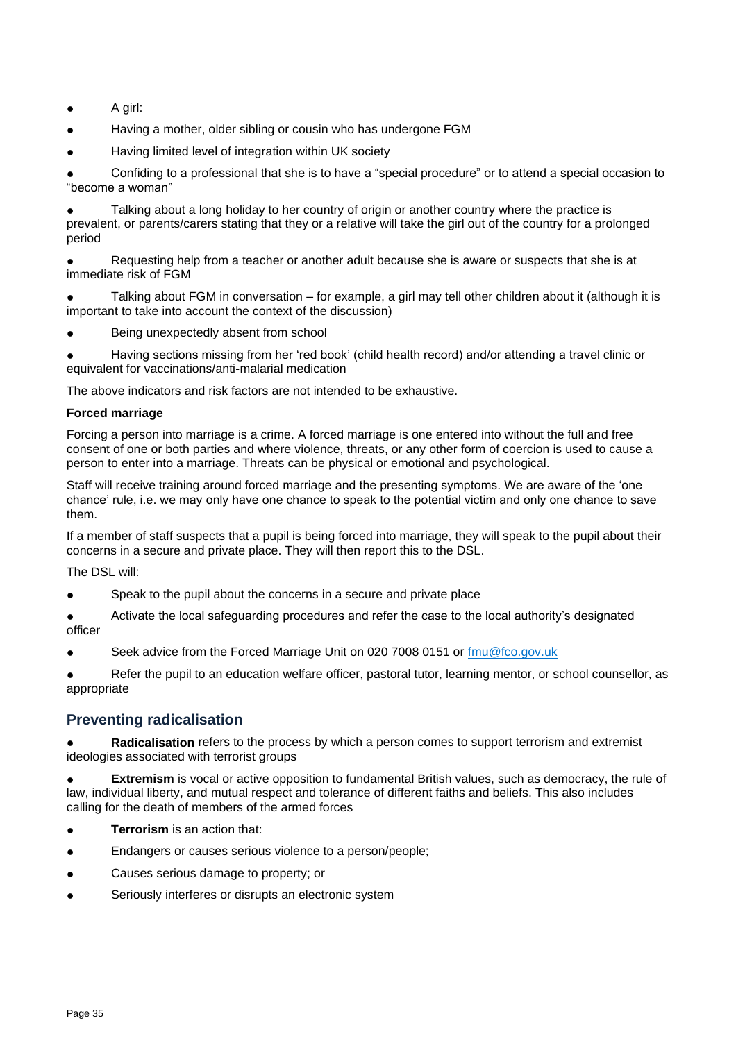- A girl:
- Having a mother, older sibling or cousin who has undergone FGM
- Having limited level of integration within UK society
- Confiding to a professional that she is to have a "special procedure" or to attend a special occasion to "become a woman"
- Talking about a long holiday to her country of origin or another country where the practice is prevalent, or parents/carers stating that they or a relative will take the girl out of the country for a prolonged period
- Requesting help from a teacher or another adult because she is aware or suspects that she is at immediate risk of FGM
- Talking about FGM in conversation – for example, a girl may tell other children about it (although it is important to take into account the context of the discussion)
- Being unexpectedly absent from school
- Having sections missing from her 'red book' (child health record) and/or attending a travel clinic or equivalent for vaccinations/anti-malarial medication

The above indicators and risk factors are not intended to be exhaustive.

**Forced marriage**

Forcing a person into marriage is a crime. A forced marriage is one entered into without the full and free consent of one or both parties and where violence, threats, or any other form of coercion is used to cause a person to enter into a marriage. Threats can be physical or emotional and psychological.

Staff will receive training around forced marriage and the presenting symptoms. We are aware of the 'one chance' rule, i.e. we may only have one chance to speak to the potential victim and only one chance to save them.

If a member of staff suspects that a pupil is being forced into marriage, they will speak to the pupil about their concerns in a secure and private place. They will then report this to the DSL.

The DSL will:

- Speak to the pupil about the concerns in a secure and private place
- Activate the local safeguarding procedures and refer the case to the local authority's designated officer
- Seek advice from the Forced Marriage Unit on 020 7008 0151 or [fmu@fco.gov.uk](mailto:fmu@fco.gov.uk)
- Refer the pupil to an education welfare officer, pastoral tutor, learning mentor, or school counsellor, as appropriate

## Preventing radicalisation

- **Radicalisation** refers to the process by which a person comes to support terrorism and extremist ideologies associated with terrorist groups
- **Extremism** is vocal or active opposition to fundamental British values, such as democracy, the rule of law, individual liberty, and mutual respect and tolerance of different faiths and beliefs. This also includes calling for the death of members of the armed forces
- **Terrorism** is an action that:
- Endangers or causes serious violence to a person/people;
- Causes serious damage to property; or
- Seriously interferes or disrupts an electronic system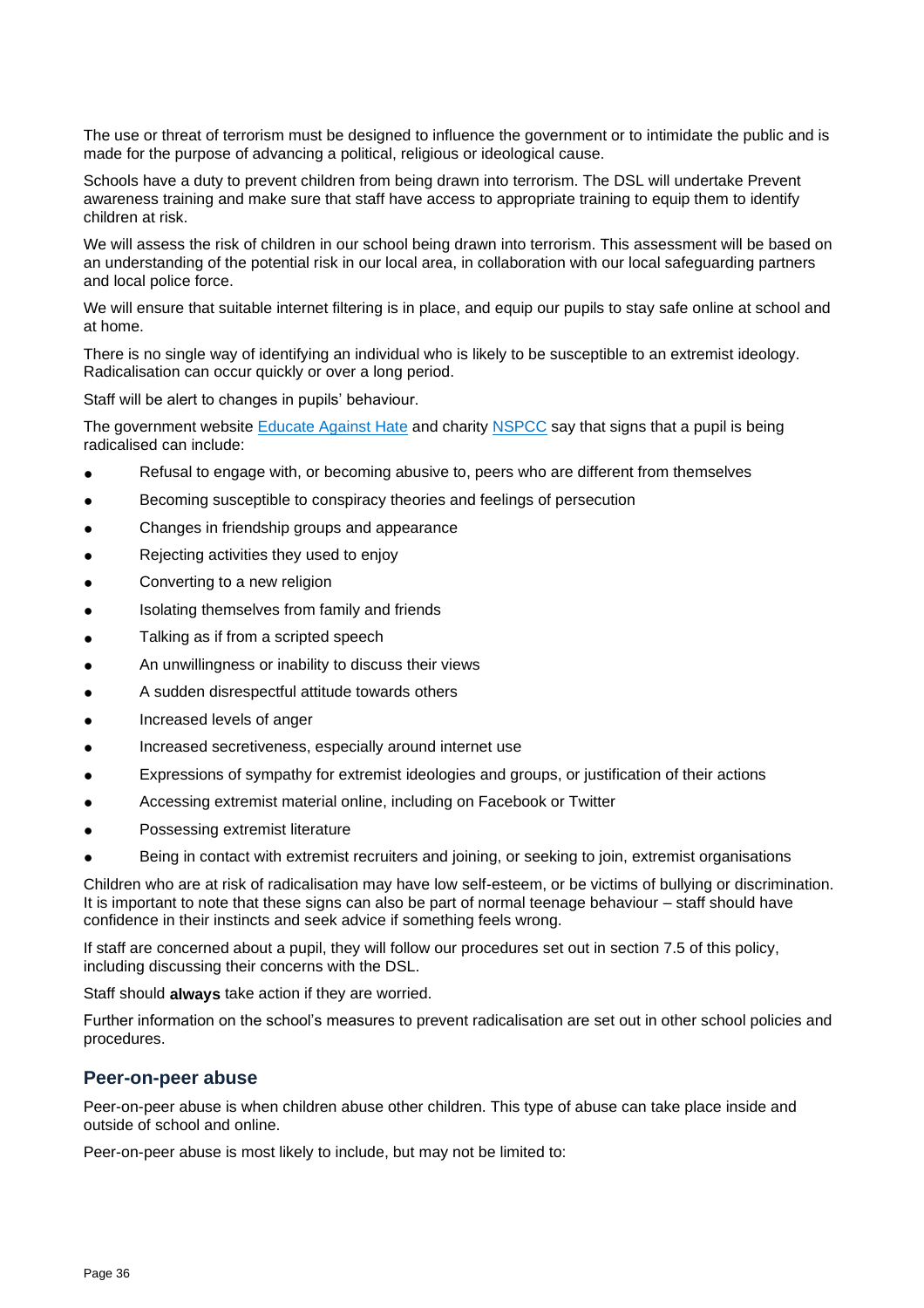The use or threat of terrorism must be designed to influence the government or to intimidate the public and is made for the purpose of advancing a political, religious or ideological cause.

Schools have a duty to prevent children from being drawn into terrorism. The DSL will undertake Prevent awareness training and make sure that staff have access to appropriate training to equip them to identify children at risk.

We will assess the risk of children in our school being drawn into terrorism. This assessment will be based on an understanding of the potential risk in our local area, in collaboration with our local safeguarding partners and local police force.

We will ensure that suitable internet filtering is in place, and equip our pupils to stay safe online at school and at home.

There is no single way of identifying an individual who is likely to be susceptible to an extremist ideology. Radicalisation can occur quickly or over a long period.

Staff will be alert to changes in pupils' behaviour.

The government website [Educate Against Hate](#) and charity [NSPCC](#) say that signs that a pupil is being radicalised can include:

- Refusal to engage with, or becoming abusive to, peers who are different from themselves
- Becoming susceptible to conspiracy theories and feelings of persecution
- Changes in friendship groups and appearance
- Rejecting activities they used to enjoy
- Converting to a new religion
- Isolating themselves from family and friends
- Talking as if from a scripted speech
- An unwillingness or inability to discuss their views
- A sudden disrespectful attitude towards others
- Increased levels of anger
- Increased secretiveness, especially around internet use
- Expressions of sympathy for extremist ideologies and groups, or justification of their actions
- Accessing extremist material online, including on Facebook or Twitter
- Possessing extremist literature
- Being in contact with extremist recruiters and joining, or seeking to join, extremist organisations

Children who are at risk of radicalisation may have low self-esteem, or be victims of bullying or discrimination. It is important to note that these signs can also be part of normal teenage behaviour – staff should have confidence in their instincts and seek advice if something feels wrong.

If staff are concerned about a pupil, they will follow our procedures set out in section 7.5 of this policy, including discussing their concerns with the DSL.

Staff should **always** take action if they are worried.

Further information on the school's measures to prevent radicalisation are set out in other school policies and procedures.

### Peer-on-peer abuse

Peer-on-peer abuse is when children abuse other children. This type of abuse can take place inside and outside of school and online.

Peer-on-peer abuse is most likely to include, but may not be limited to: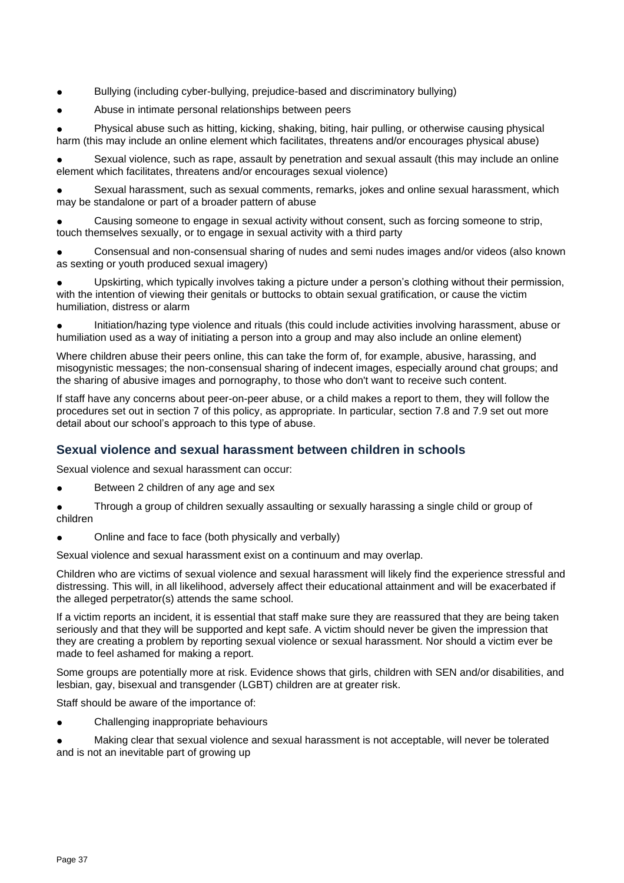- Bullying (including cyber-bullying, prejudice-based and discriminatory bullying)
- Abuse in intimate personal relationships between peers
- Physical abuse such as hitting, kicking, shaking, biting, hair pulling, or otherwise causing physical harm (this may include an online element which facilitates, threatens and/or encourages physical abuse)
- Sexual violence, such as rape, assault by penetration and sexual assault (this may include an online element which facilitates, threatens and/or encourages sexual violence)
- Sexual harassment, such as sexual comments, remarks, jokes and online sexual harassment, which may be standalone or part of a broader pattern of abuse
- Causing someone to engage in sexual activity without consent, such as forcing someone to strip, touch themselves sexually, or to engage in sexual activity with a third party
- Consensual and non-consensual sharing of nudes and semi nudes images and/or videos (also known as sexting or youth produced sexual imagery)
- Upskirting, which typically involves taking a picture under a person's clothing without their permission, with the intention of viewing their genitals or buttocks to obtain sexual gratification, or cause the victim humiliation, distress or alarm
- Initiation/hazing type violence and rituals (this could include activities involving harassment, abuse or humiliation used as a way of initiating a person into a group and may also include an online element)

Where children abuse their peers online, this can take the form of, for example, abusive, harassing, and misogynistic messages; the non-consensual sharing of indecent images, especially around chat groups; and the sharing of abusive images and pornography, to those who don't want to receive such content.

If staff have any concerns about peer-on-peer abuse, or a child makes a report to them, they will follow the procedures set out in section 7 of this policy, as appropriate. In particular, section 7.8 and 7.9 set out more detail about our school's approach to this type of abuse.

### Sexual violence and sexual harassment between children in schools

Sexual violence and sexual harassment can occur:

- Between 2 children of any age and sex
- Through a group of children sexually assaulting or sexually harassing a single child or group of children
- Online and face to face (both physically and verbally)

Sexual violence and sexual harassment exist on a continuum and may overlap.

Children who are victims of sexual violence and sexual harassment will likely find the experience stressful and distressing. This will, in all likelihood, adversely affect their educational attainment and will be exacerbated if the alleged perpetrator(s) attends the same school.

If a victim reports an incident, it is essential that staff make sure they are reassured that they are being taken seriously and that they will be supported and kept safe. A victim should never be given the impression that they are creating a problem by reporting sexual violence or sexual harassment. Nor should a victim ever be made to feel ashamed for making a report.

Some groups are potentially more at risk. Evidence shows that girls, children with SEN and/or disabilities, and lesbian, gay, bisexual and transgender (LGBT) children are at greater risk.

Staff should be aware of the importance of:

- Challenging inappropriate behaviours
- Making clear that sexual violence and sexual harassment is not acceptable, will never be tolerated and is not an inevitable part of growing up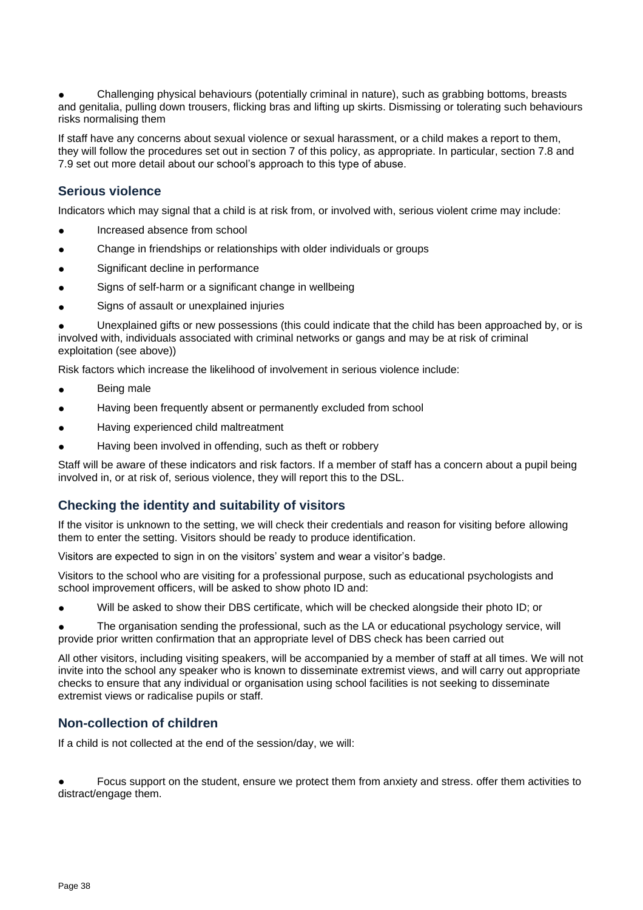- Challenging physical behaviours (potentially criminal in nature), such as grabbing bottoms, breasts and genitalia, pulling down trousers, flicking bras and lifting up skirts. Dismissing or tolerating such behaviours risks normalising them

If staff have any concerns about sexual violence or sexual harassment, or a child makes a report to them, they will follow the procedures set out in section 7 of this policy, as appropriate. In particular, section 7.8 and 7.9 set out more detail about our school's approach to this type of abuse.

### Serious violence

Indicators which may signal that a child is at risk from, or involved with, serious violent crime may include:

- Increased absence from school
- Change in friendships or relationships with older individuals or groups
- Significant decline in performance
- Signs of self-harm or a significant change in wellbeing
- Signs of assault or unexplained injuries
- Unexplained gifts or new possessions (this could indicate that the child has been approached by, or is involved with, individuals associated with criminal networks or gangs and may be at risk of criminal exploitation (see above))

Risk factors which increase the likelihood of involvement in serious violence include:

- Being male
- Having been frequently absent or permanently excluded from school
- Having experienced child maltreatment
- Having been involved in offending, such as theft or robbery

Staff will be aware of these indicators and risk factors. If a member of staff has a concern about a pupil being involved in, or at risk of, serious violence, they will report this to the DSL.

### Checking the identity and suitability of visitors

If the visitor is unknown to the setting, we will check their credentials and reason for visiting before allowing them to enter the setting. Visitors should be ready to produce identification.

Visitors are expected to sign in on the visitors' system and wear a visitor's badge.

Visitors to the school who are visiting for a professional purpose, such as educational psychologists and school improvement officers, will be asked to show photo ID and:

- Will be asked to show their DBS certificate, which will be checked alongside their photo ID; or
- The organisation sending the professional, such as the LA or educational psychology service, will provide prior written confirmation that an appropriate level of DBS check has been carried out

All other visitors, including visiting speakers, will be accompanied by a member of staff at all times. We will not invite into the school any speaker who is known to disseminate extremist views, and will carry out appropriate checks to ensure that any individual or organisation using school facilities is not seeking to disseminate extremist views or radicalise pupils or staff.

### Non-collection of children

If a child is not collected at the end of the session/day, we will:

- Focus support on the student, ensure we protect them from anxiety and stress. offer them activities to distract/engage them.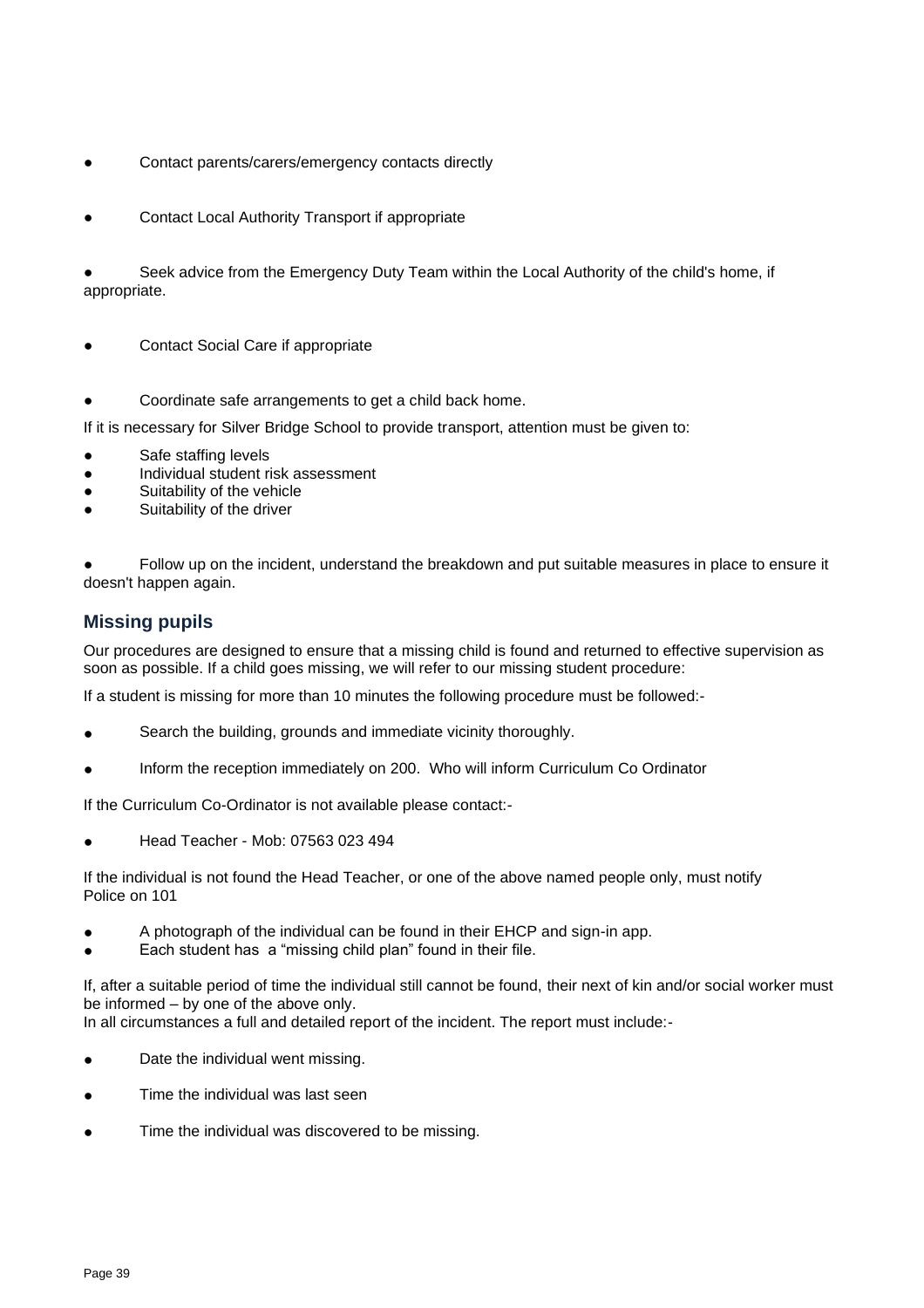- Contact parents/carers/emergency contacts directly

- Contact Local Authority Transport if appropriate

- Seek advice from the Emergency Duty Team within the Local Authority of the child's home, if appropriate.

- Contact Social Care if appropriate

- Coordinate safe arrangements to get a child back home.

If it is necessary for Silver Bridge School to provide transport, attention must be given to:

- Safe staffing levels
- Individual student risk assessment
- Suitability of the vehicle
- Suitability of the driver

- Follow up on the incident, understand the breakdown and put suitable measures in place to ensure it doesn't happen again.

## Missing pupils

Our procedures are designed to ensure that a missing child is found and returned to effective supervision as soon as possible. If a child goes missing, we will refer to our missing student procedure:

If a student is missing for more than 10 minutes the following procedure must be followed:-

- Search the building, grounds and immediate vicinity thoroughly.

- Inform the reception immediately on 200. Who will inform Curriculum Co Ordinator

If the Curriculum Co-Ordinator is not available please contact:-

- Head Teacher - Mob: 07563 023 494

If the individual is not found the Head Teacher, or one of the above named people only, must notify Police on 101

- A photograph of the individual can be found in their EHCP and sign-in app.
- Each student has a "missing child plan" found in their file.

If, after a suitable period of time the individual still cannot be found, their next of kin and/or social worker must be informed – by one of the above only.
In all circumstances a full and detailed report of the incident. The report must include:-

- Date the individual went missing.

- Time the individual was last seen

- Time the individual was discovered to be missing.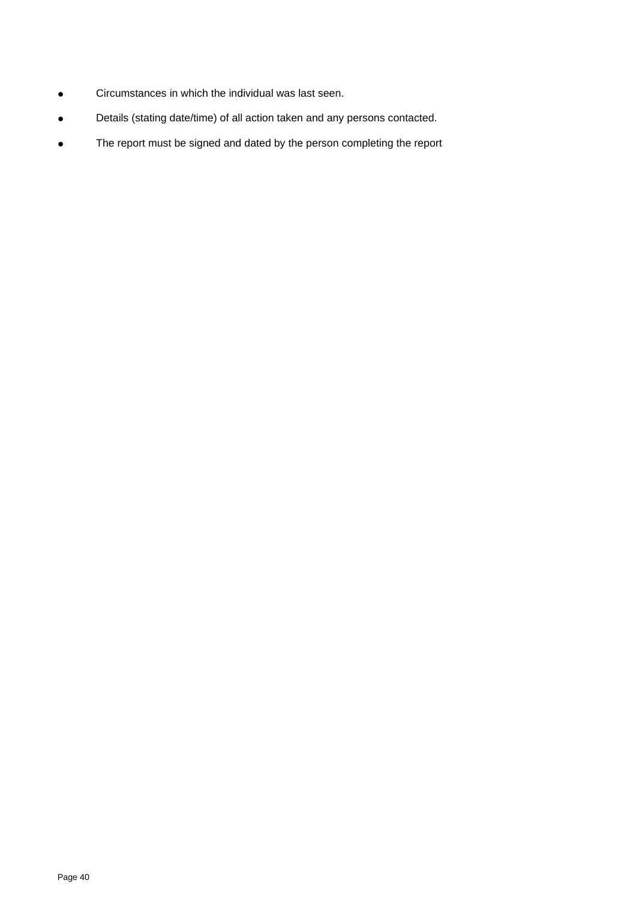- Circumstances in which the individual was last seen.
- Details (stating date/time) of all action taken and any persons contacted.
- The report must be signed and dated by the person completing the report